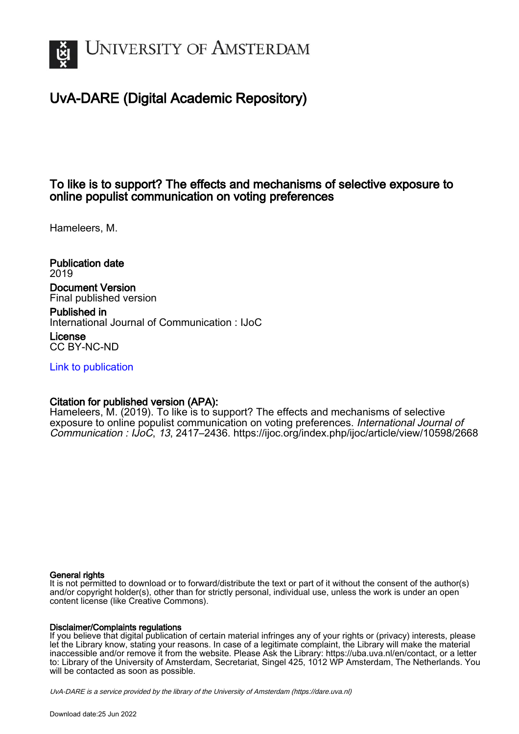# University of Amsterdam

## UvA-DARE (Digital Academic Repository)

### To like is to support? The effects and mechanisms of selective exposure to online populist communication on voting preferences

Hameleers, M.

**Publication date**
2019

**Document Version**
Final published version

**Published in**
International Journal of Communication : IJoC

**License**
CC BY-NC-ND

[Link to publication](https://dare.uva.nl)

**Citation for published version (APA):**
Hameleers, M. (2019). To like is to support? The effects and mechanisms of selective exposure to online populist communication on voting preferences. *International Journal of Communication : IJoC*, *13*, 2417–2436. https://ijoc.org/index.php/ijoc/article/view/10598/2668

**General rights**
It is not permitted to download or to forward/distribute the text or part of it without the consent of the author(s) and/or copyright holder(s), other than for strictly personal, individual use, unless the work is under an open content license (like Creative Commons).

**Disclaimer/Complaints regulations**
If you believe that digital publication of certain material infringes any of your rights or (privacy) interests, please let the Library know, stating your reasons. In case of a legitimate complaint, the Library will make the material inaccessible and/or remove it from the website. Please Ask the Library: https://uba.uva.nl/en/contact, or a letter to: Library of the University of Amsterdam, Secretariat, Singel 425, 1012 WP Amsterdam, The Netherlands. You will be contacted as soon as possible.

*UvA-DARE is a service provided by the library of the University of Amsterdam (https://dare.uva.nl)*

Download date:25 Jun 2022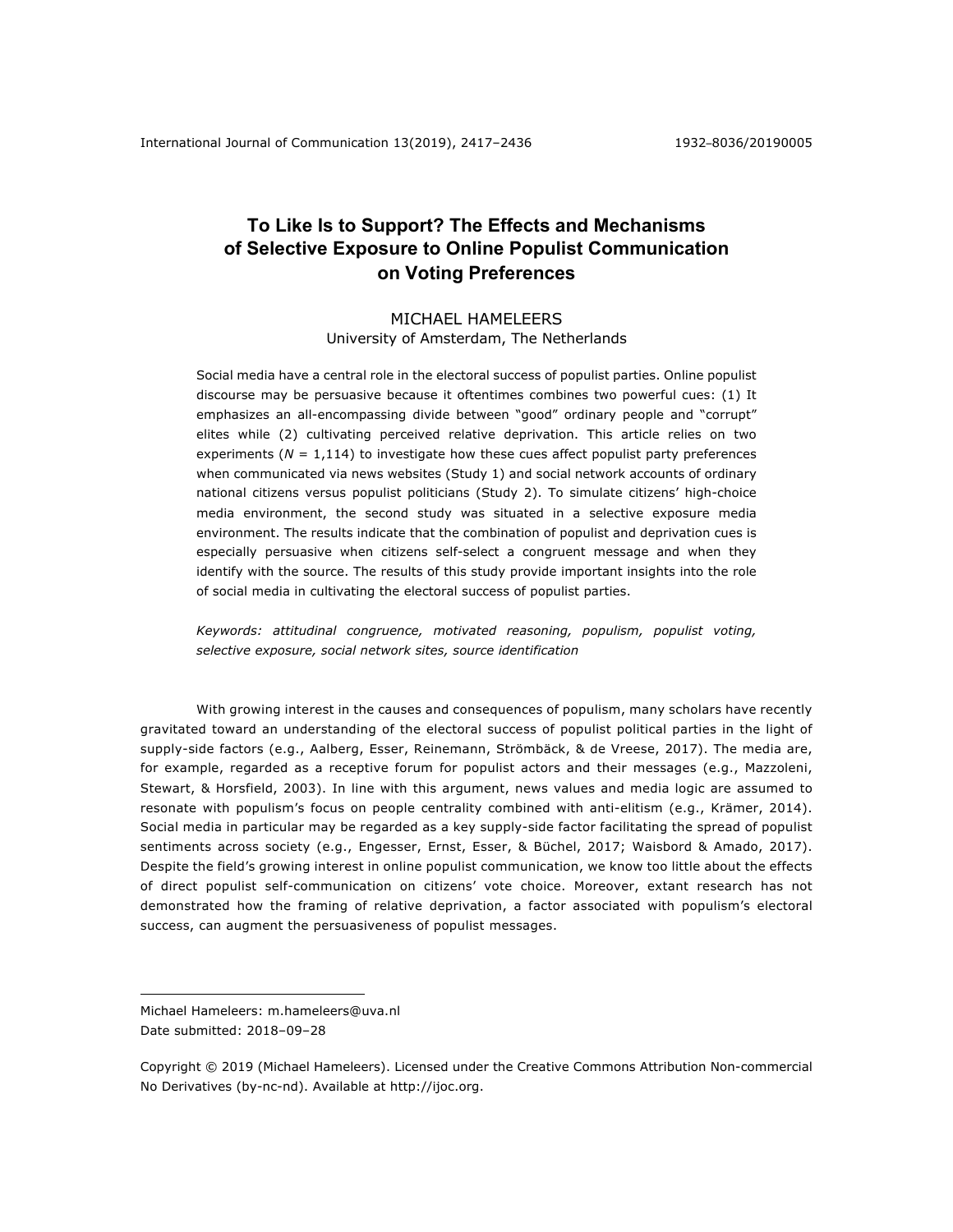# To Like Is to Support? The Effects and Mechanisms of Selective Exposure to Online Populist Communication on Voting Preferences

MICHAEL HAMELEERS
University of Amsterdam, The Netherlands

Social media have a central role in the electoral success of populist parties. Online populist discourse may be persuasive because it oftentimes combines two powerful cues: (1) It emphasizes an all-encompassing divide between "good" ordinary people and "corrupt" elites while (2) cultivating perceived relative deprivation. This article relies on two experiments ($N$ = 1,114) to investigate how these cues affect populist party preferences when communicated via news websites (Study 1) and social network accounts of ordinary national citizens versus populist politicians (Study 2). To simulate citizens' high-choice media environment, the second study was situated in a selective exposure media environment. The results indicate that the combination of populist and deprivation cues is especially persuasive when citizens self-select a congruent message and when they identify with the source. The results of this study provide important insights into the role of social media in cultivating the electoral success of populist parties.

*Keywords: attitudinal congruence, motivated reasoning, populism, populist voting, selective exposure, social network sites, source identification*

With growing interest in the causes and consequences of populism, many scholars have recently gravitated toward an understanding of the electoral success of populist political parties in the light of supply-side factors (e.g., Aalberg, Esser, Reinemann, Strömbäck, & de Vreese, 2017). The media are, for example, regarded as a receptive forum for populist actors and their messages (e.g., Mazzoleni, Stewart, & Horsfield, 2003). In line with this argument, news values and media logic are assumed to resonate with populism's focus on people centrality combined with anti-elitism (e.g., Krämer, 2014). Social media in particular may be regarded as a key supply-side factor facilitating the spread of populist sentiments across society (e.g., Engesser, Ernst, Esser, & Büchel, 2017; Waisbord & Amado, 2017). Despite the field's growing interest in online populist communication, we know too little about the effects of direct populist self-communication on citizens' vote choice. Moreover, extant research has not demonstrated how the framing of relative deprivation, a factor associated with populism's electoral success, can augment the persuasiveness of populist messages.

---

Michael Hameleers: m.hameleers@uva.nl
Date submitted: 2018–09–28

Copyright © 2019 (Michael Hameleers). Licensed under the Creative Commons Attribution Non-commercial No Derivatives (by-nc-nd). Available at http://ijoc.org.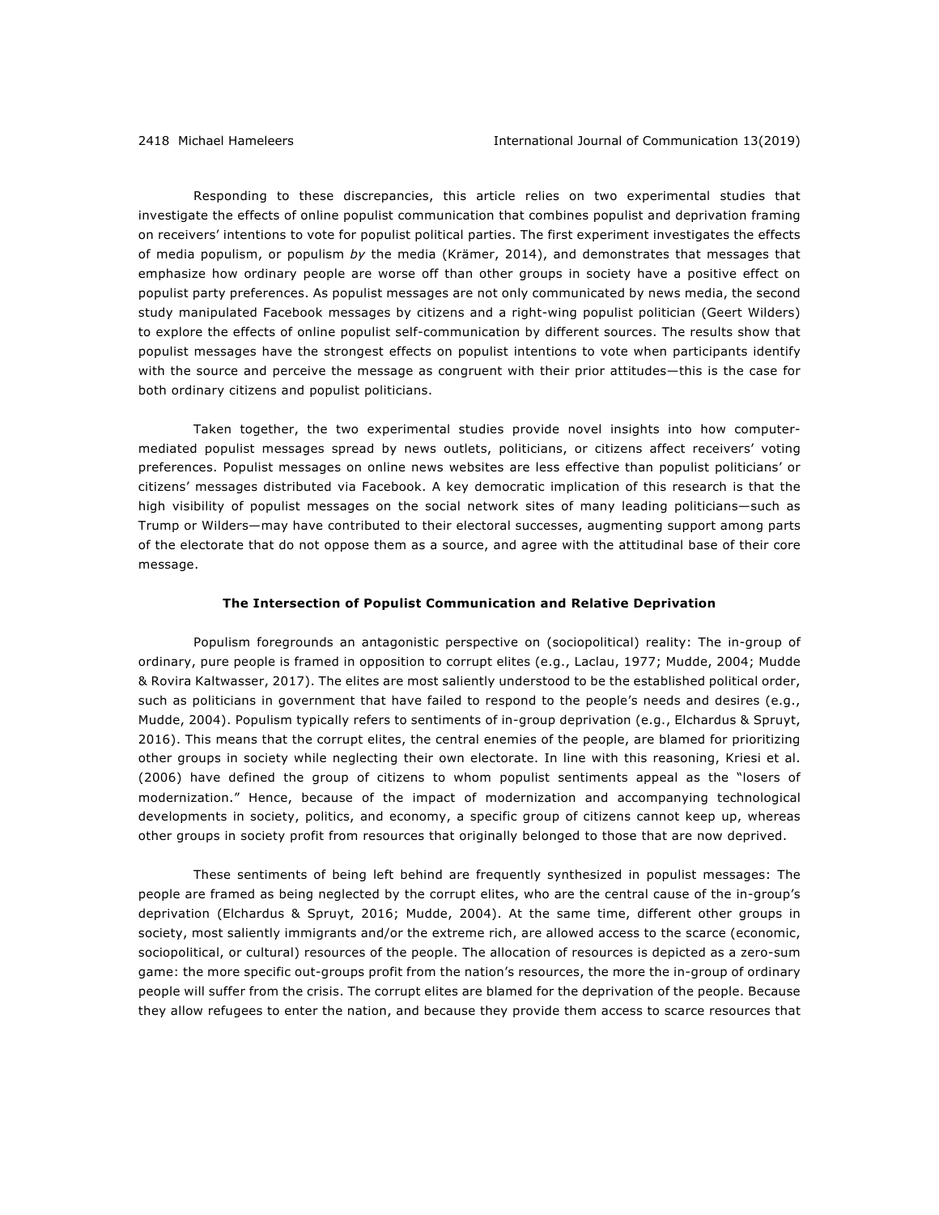Responding to these discrepancies, this article relies on two experimental studies that investigate the effects of online populist communication that combines populist and deprivation framing on receivers' intentions to vote for populist political parties. The first experiment investigates the effects of media populism, or populism *by* the media (Krämer, 2014), and demonstrates that messages that emphasize how ordinary people are worse off than other groups in society have a positive effect on populist party preferences. As populist messages are not only communicated by news media, the second study manipulated Facebook messages by citizens and a right-wing populist politician (Geert Wilders) to explore the effects of online populist self-communication by different sources. The results show that populist messages have the strongest effects on populist intentions to vote when participants identify with the source and perceive the message as congruent with their prior attitudes—this is the case for both ordinary citizens and populist politicians.

Taken together, the two experimental studies provide novel insights into how computer-mediated populist messages spread by news outlets, politicians, or citizens affect receivers' voting preferences. Populist messages on online news websites are less effective than populist politicians' or citizens' messages distributed via Facebook. A key democratic implication of this research is that the high visibility of populist messages on the social network sites of many leading politicians—such as Trump or Wilders—may have contributed to their electoral successes, augmenting support among parts of the electorate that do not oppose them as a source, and agree with the attitudinal base of their core message.

## The Intersection of Populist Communication and Relative Deprivation

Populism foregrounds an antagonistic perspective on (sociopolitical) reality: The in-group of ordinary, pure people is framed in opposition to corrupt elites (e.g., Laclau, 1977; Mudde, 2004; Mudde & Rovira Kaltwasser, 2017). The elites are most saliently understood to be the established political order, such as politicians in government that have failed to respond to the people's needs and desires (e.g., Mudde, 2004). Populism typically refers to sentiments of in-group deprivation (e.g., Elchardus & Spruyt, 2016). This means that the corrupt elites, the central enemies of the people, are blamed for prioritizing other groups in society while neglecting their own electorate. In line with this reasoning, Kriesi et al. (2006) have defined the group of citizens to whom populist sentiments appeal as the "losers of modernization." Hence, because of the impact of modernization and accompanying technological developments in society, politics, and economy, a specific group of citizens cannot keep up, whereas other groups in society profit from resources that originally belonged to those that are now deprived.

These sentiments of being left behind are frequently synthesized in populist messages: The people are framed as being neglected by the corrupt elites, who are the central cause of the in-group's deprivation (Elchardus & Spruyt, 2016; Mudde, 2004). At the same time, different other groups in society, most saliently immigrants and/or the extreme rich, are allowed access to the scarce (economic, sociopolitical, or cultural) resources of the people. The allocation of resources is depicted as a zero-sum game: the more specific out-groups profit from the nation's resources, the more the in-group of ordinary people will suffer from the crisis. The corrupt elites are blamed for the deprivation of the people. Because they allow refugees to enter the nation, and because they provide them access to scarce resources that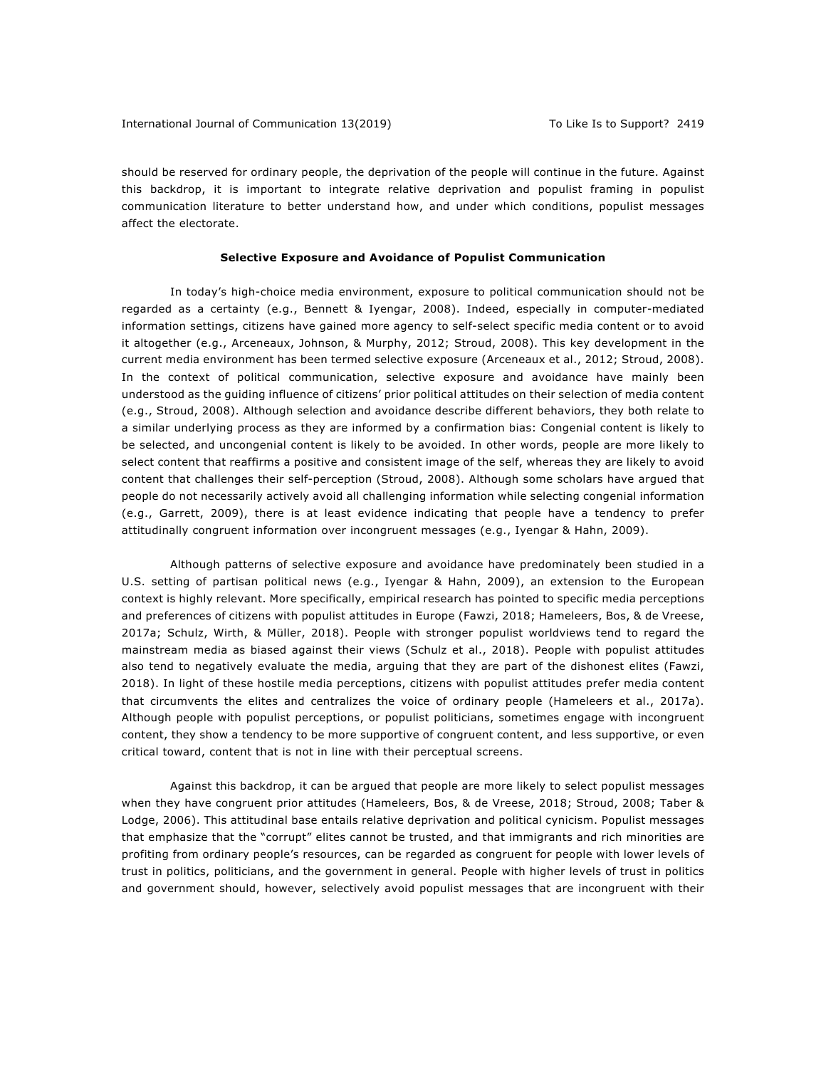should be reserved for ordinary people, the deprivation of the people will continue in the future. Against this backdrop, it is important to integrate relative deprivation and populist framing in populist communication literature to better understand how, and under which conditions, populist messages affect the electorate.

## Selective Exposure and Avoidance of Populist Communication

In today's high-choice media environment, exposure to political communication should not be regarded as a certainty (e.g., Bennett & Iyengar, 2008). Indeed, especially in computer-mediated information settings, citizens have gained more agency to self-select specific media content or to avoid it altogether (e.g., Arceneaux, Johnson, & Murphy, 2012; Stroud, 2008). This key development in the current media environment has been termed selective exposure (Arceneaux et al., 2012; Stroud, 2008). In the context of political communication, selective exposure and avoidance have mainly been understood as the guiding influence of citizens' prior political attitudes on their selection of media content (e.g., Stroud, 2008). Although selection and avoidance describe different behaviors, they both relate to a similar underlying process as they are informed by a confirmation bias: Congenial content is likely to be selected, and uncongenial content is likely to be avoided. In other words, people are more likely to select content that reaffirms a positive and consistent image of the self, whereas they are likely to avoid content that challenges their self-perception (Stroud, 2008). Although some scholars have argued that people do not necessarily actively avoid all challenging information while selecting congenial information (e.g., Garrett, 2009), there is at least evidence indicating that people have a tendency to prefer attitudinally congruent information over incongruent messages (e.g., Iyengar & Hahn, 2009).

Although patterns of selective exposure and avoidance have predominately been studied in a U.S. setting of partisan political news (e.g., Iyengar & Hahn, 2009), an extension to the European context is highly relevant. More specifically, empirical research has pointed to specific media perceptions and preferences of citizens with populist attitudes in Europe (Fawzi, 2018; Hameleers, Bos, & de Vreese, 2017a; Schulz, Wirth, & Müller, 2018). People with stronger populist worldviews tend to regard the mainstream media as biased against their views (Schulz et al., 2018). People with populist attitudes also tend to negatively evaluate the media, arguing that they are part of the dishonest elites (Fawzi, 2018). In light of these hostile media perceptions, citizens with populist attitudes prefer media content that circumvents the elites and centralizes the voice of ordinary people (Hameleers et al., 2017a). Although people with populist perceptions, or populist politicians, sometimes engage with incongruent content, they show a tendency to be more supportive of congruent content, and less supportive, or even critical toward, content that is not in line with their perceptual screens.

Against this backdrop, it can be argued that people are more likely to select populist messages when they have congruent prior attitudes (Hameleers, Bos, & de Vreese, 2018; Stroud, 2008; Taber & Lodge, 2006). This attitudinal base entails relative deprivation and political cynicism. Populist messages that emphasize that the "corrupt" elites cannot be trusted, and that immigrants and rich minorities are profiting from ordinary people's resources, can be regarded as congruent for people with lower levels of trust in politics, politicians, and the government in general. People with higher levels of trust in politics and government should, however, selectively avoid populist messages that are incongruent with their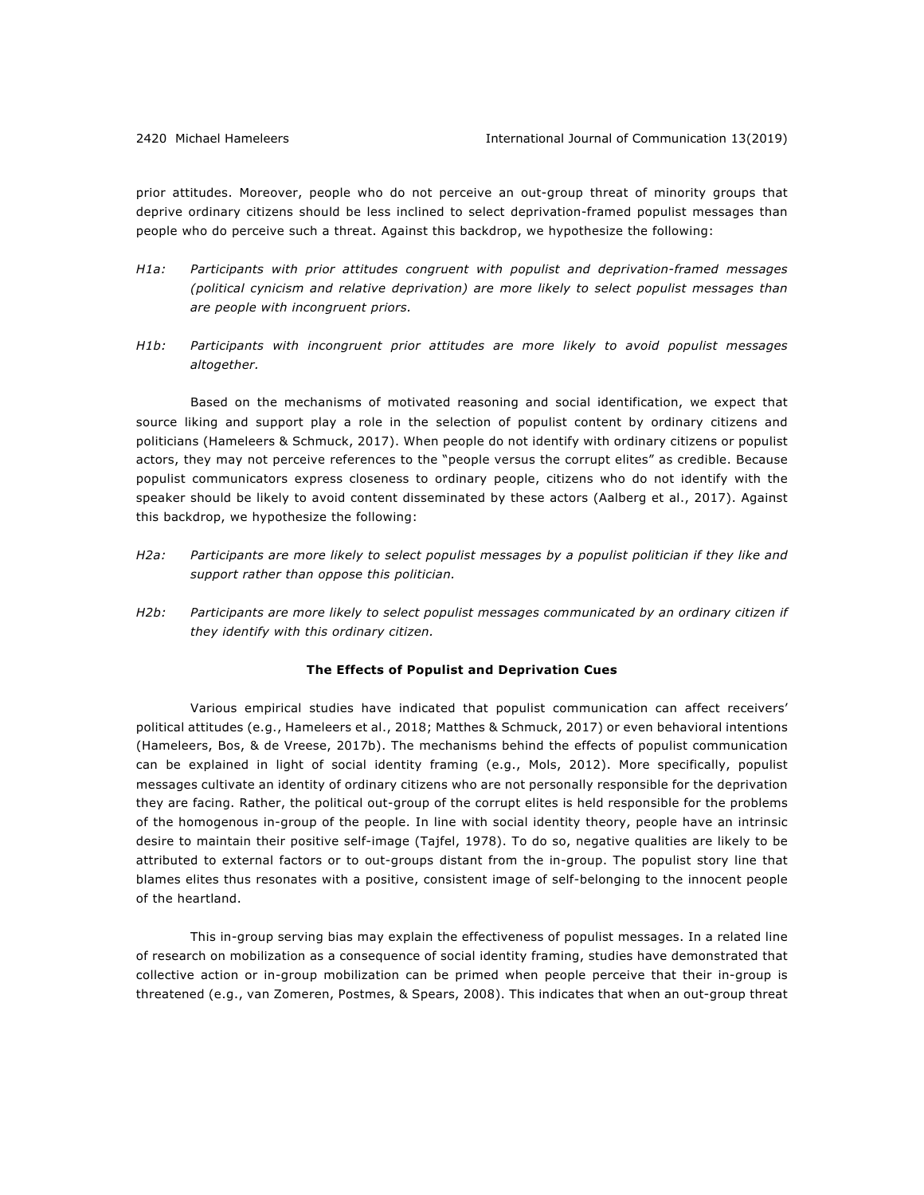prior attitudes. Moreover, people who do not perceive an out-group threat of minority groups that deprive ordinary citizens should be less inclined to select deprivation-framed populist messages than people who do perceive such a threat. Against this backdrop, we hypothesize the following:

*H1a:* *Participants with prior attitudes congruent with populist and deprivation-framed messages (political cynicism and relative deprivation) are more likely to select populist messages than are people with incongruent priors.*

*H1b:* *Participants with incongruent prior attitudes are more likely to avoid populist messages altogether.*

Based on the mechanisms of motivated reasoning and social identification, we expect that source liking and support play a role in the selection of populist content by ordinary citizens and politicians (Hameleers & Schmuck, 2017). When people do not identify with ordinary citizens or populist actors, they may not perceive references to the "people versus the corrupt elites" as credible. Because populist communicators express closeness to ordinary people, citizens who do not identify with the speaker should be likely to avoid content disseminated by these actors (Aalberg et al., 2017). Against this backdrop, we hypothesize the following:

*H2a:* *Participants are more likely to select populist messages by a populist politician if they like and support rather than oppose this politician.*

*H2b:* *Participants are more likely to select populist messages communicated by an ordinary citizen if they identify with this ordinary citizen.*

### The Effects of Populist and Deprivation Cues

Various empirical studies have indicated that populist communication can affect receivers' political attitudes (e.g., Hameleers et al., 2018; Matthes & Schmuck, 2017) or even behavioral intentions (Hameleers, Bos, & de Vreese, 2017b). The mechanisms behind the effects of populist communication can be explained in light of social identity framing (e.g., Mols, 2012). More specifically, populist messages cultivate an identity of ordinary citizens who are not personally responsible for the deprivation they are facing. Rather, the political out-group of the corrupt elites is held responsible for the problems of the homogenous in-group of the people. In line with social identity theory, people have an intrinsic desire to maintain their positive self-image (Tajfel, 1978). To do so, negative qualities are likely to be attributed to external factors or to out-groups distant from the in-group. The populist story line that blames elites thus resonates with a positive, consistent image of self-belonging to the innocent people of the heartland.

This in-group serving bias may explain the effectiveness of populist messages. In a related line of research on mobilization as a consequence of social identity framing, studies have demonstrated that collective action or in-group mobilization can be primed when people perceive that their in-group is threatened (e.g., van Zomeren, Postmes, & Spears, 2008). This indicates that when an out-group threat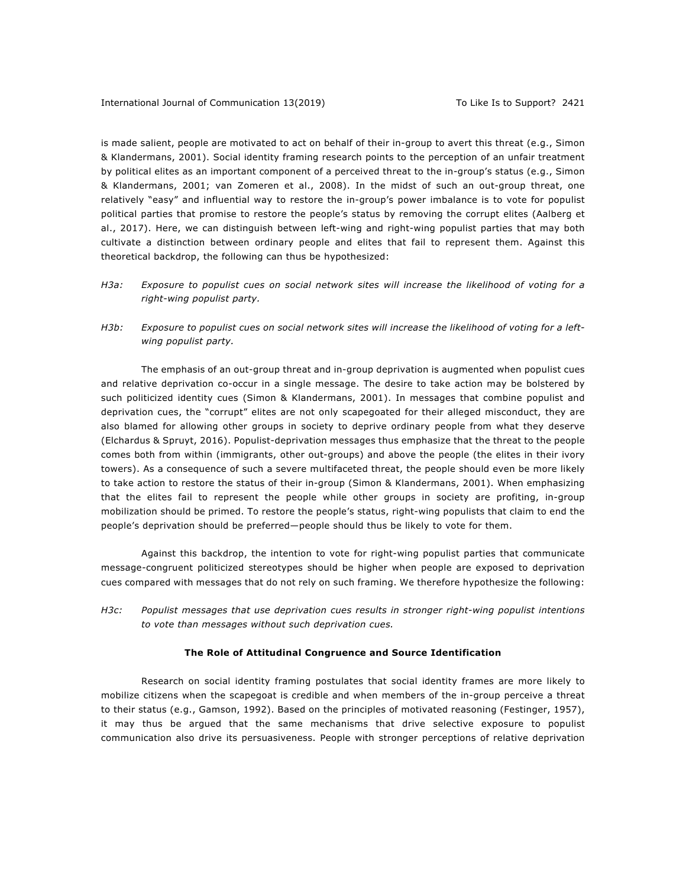is made salient, people are motivated to act on behalf of their in-group to avert this threat (e.g., Simon & Klandermans, 2001). Social identity framing research points to the perception of an unfair treatment by political elites as an important component of a perceived threat to the in-group's status (e.g., Simon & Klandermans, 2001; van Zomeren et al., 2008). In the midst of such an out-group threat, one relatively "easy" and influential way to restore the in-group's power imbalance is to vote for populist political parties that promise to restore the people's status by removing the corrupt elites (Aalberg et al., 2017). Here, we can distinguish between left-wing and right-wing populist parties that may both cultivate a distinction between ordinary people and elites that fail to represent them. Against this theoretical backdrop, the following can thus be hypothesized:

*H3a: Exposure to populist cues on social network sites will increase the likelihood of voting for a right-wing populist party.*

*H3b: Exposure to populist cues on social network sites will increase the likelihood of voting for a left-wing populist party.*

The emphasis of an out-group threat and in-group deprivation is augmented when populist cues and relative deprivation co-occur in a single message. The desire to take action may be bolstered by such politicized identity cues (Simon & Klandermans, 2001). In messages that combine populist and deprivation cues, the "corrupt" elites are not only scapegoated for their alleged misconduct, they are also blamed for allowing other groups in society to deprive ordinary people from what they deserve (Elchardus & Spruyt, 2016). Populist-deprivation messages thus emphasize that the threat to the people comes both from within (immigrants, other out-groups) and above the people (the elites in their ivory towers). As a consequence of such a severe multifaceted threat, the people should even be more likely to take action to restore the status of their in-group (Simon & Klandermans, 2001). When emphasizing that the elites fail to represent the people while other groups in society are profiting, in-group mobilization should be primed. To restore the people's status, right-wing populists that claim to end the people's deprivation should be preferred—people should thus be likely to vote for them.

Against this backdrop, the intention to vote for right-wing populist parties that communicate message-congruent politicized stereotypes should be higher when people are exposed to deprivation cues compared with messages that do not rely on such framing. We therefore hypothesize the following:

*H3c: Populist messages that use deprivation cues results in stronger right-wing populist intentions to vote than messages without such deprivation cues.*

## The Role of Attitudinal Congruence and Source Identification

Research on social identity framing postulates that social identity frames are more likely to mobilize citizens when the scapegoat is credible and when members of the in-group perceive a threat to their status (e.g., Gamson, 1992). Based on the principles of motivated reasoning (Festinger, 1957), it may thus be argued that the same mechanisms that drive selective exposure to populist communication also drive its persuasiveness. People with stronger perceptions of relative deprivation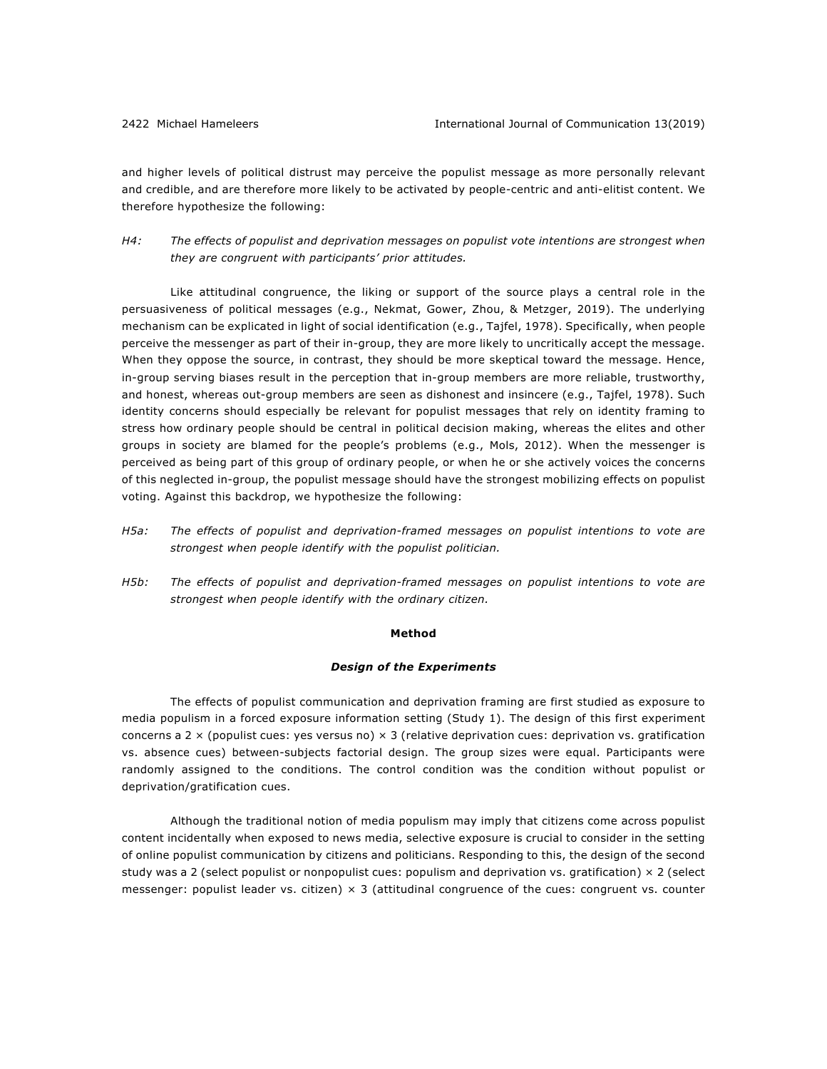and higher levels of political distrust may perceive the populist message as more personally relevant and credible, and are therefore more likely to be activated by people-centric and anti-elitist content. We therefore hypothesize the following:

*H4: The effects of populist and deprivation messages on populist vote intentions are strongest when they are congruent with participants' prior attitudes.*

Like attitudinal congruence, the liking or support of the source plays a central role in the persuasiveness of political messages (e.g., Nekmat, Gower, Zhou, & Metzger, 2019). The underlying mechanism can be explicated in light of social identification (e.g., Tajfel, 1978). Specifically, when people perceive the messenger as part of their in-group, they are more likely to uncritically accept the message. When they oppose the source, in contrast, they should be more skeptical toward the message. Hence, in-group serving biases result in the perception that in-group members are more reliable, trustworthy, and honest, whereas out-group members are seen as dishonest and insincere (e.g., Tajfel, 1978). Such identity concerns should especially be relevant for populist messages that rely on identity framing to stress how ordinary people should be central in political decision making, whereas the elites and other groups in society are blamed for the people's problems (e.g., Mols, 2012). When the messenger is perceived as being part of this group of ordinary people, or when he or she actively voices the concerns of this neglected in-group, the populist message should have the strongest mobilizing effects on populist voting. Against this backdrop, we hypothesize the following:

*H5a: The effects of populist and deprivation-framed messages on populist intentions to vote are strongest when people identify with the populist politician.*

*H5b: The effects of populist and deprivation-framed messages on populist intentions to vote are strongest when people identify with the ordinary citizen.*

## Method

### *Design of the Experiments*

The effects of populist communication and deprivation framing are first studied as exposure to media populism in a forced exposure information setting (Study 1). The design of this first experiment concerns a 2 × (populist cues: yes versus no) × 3 (relative deprivation cues: deprivation vs. gratification vs. absence cues) between-subjects factorial design. The group sizes were equal. Participants were randomly assigned to the conditions. The control condition was the condition without populist or deprivation/gratification cues.

Although the traditional notion of media populism may imply that citizens come across populist content incidentally when exposed to news media, selective exposure is crucial to consider in the setting of online populist communication by citizens and politicians. Responding to this, the design of the second study was a 2 (select populist or nonpopulist cues: populism and deprivation vs. gratification) × 2 (select messenger: populist leader vs. citizen) × 3 (attitudinal congruence of the cues: congruent vs. counter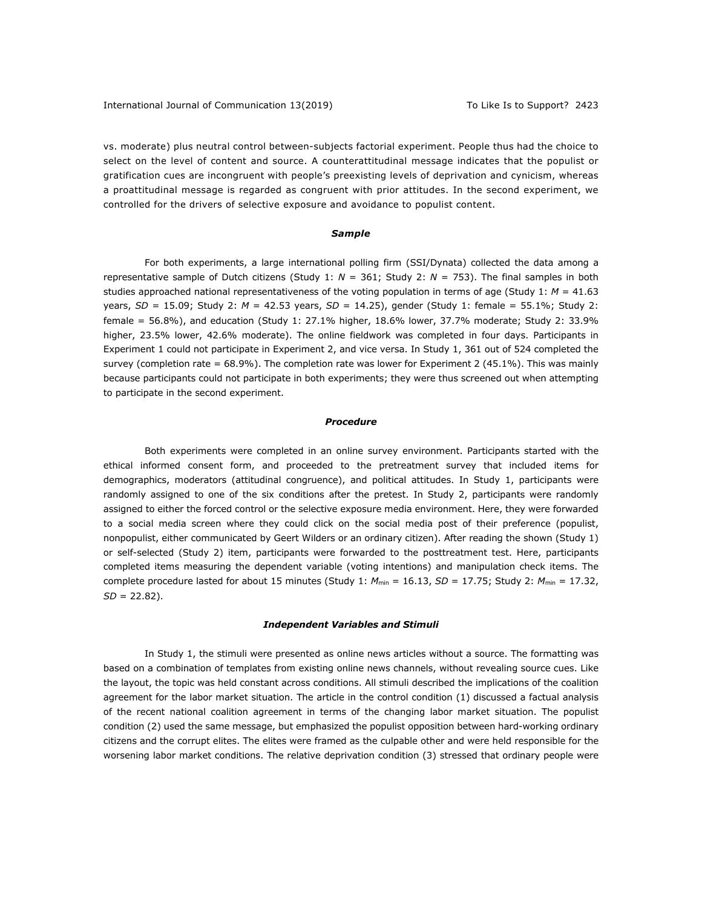vs. moderate) plus neutral control between-subjects factorial experiment. People thus had the choice to select on the level of content and source. A counterattitudinal message indicates that the populist or gratification cues are incongruent with people's preexisting levels of deprivation and cynicism, whereas a proattitudinal message is regarded as congruent with prior attitudes. In the second experiment, we controlled for the drivers of selective exposure and avoidance to populist content.

### *Sample*

For both experiments, a large international polling firm (SSI/Dynata) collected the data among a representative sample of Dutch citizens (Study 1: $N$ = 361; Study 2: $N$ = 753). The final samples in both studies approached national representativeness of the voting population in terms of age (Study 1: $M$ = 41.63 years, $SD$ = 15.09; Study 2: $M$ = 42.53 years, $SD$ = 14.25), gender (Study 1: female = 55.1%; Study 2: female = 56.8%), and education (Study 1: 27.1% higher, 18.6% lower, 37.7% moderate; Study 2: 33.9% higher, 23.5% lower, 42.6% moderate). The online fieldwork was completed in four days. Participants in Experiment 1 could not participate in Experiment 2, and vice versa. In Study 1, 361 out of 524 completed the survey (completion rate = 68.9%). The completion rate was lower for Experiment 2 (45.1%). This was mainly because participants could not participate in both experiments; they were thus screened out when attempting to participate in the second experiment.

### *Procedure*

Both experiments were completed in an online survey environment. Participants started with the ethical informed consent form, and proceeded to the pretreatment survey that included items for demographics, moderators (attitudinal congruence), and political attitudes. In Study 1, participants were randomly assigned to one of the six conditions after the pretest. In Study 2, participants were randomly assigned to either the forced control or the selective exposure media environment. Here, they were forwarded to a social media screen where they could click on the social media post of their preference (populist, nonpopulist, either communicated by Geert Wilders or an ordinary citizen). After reading the shown (Study 1) or self-selected (Study 2) item, participants were forwarded to the posttreatment test. Here, participants completed items measuring the dependent variable (voting intentions) and manipulation check items. The complete procedure lasted for about 15 minutes (Study 1: $M_{\text{min}}$ = 16.13, $SD$ = 17.75; Study 2: $M_{\text{min}}$ = 17.32, $SD$ = 22.82).

### *Independent Variables and Stimuli*

In Study 1, the stimuli were presented as online news articles without a source. The formatting was based on a combination of templates from existing online news channels, without revealing source cues. Like the layout, the topic was held constant across conditions. All stimuli described the implications of the coalition agreement for the labor market situation. The article in the control condition (1) discussed a factual analysis of the recent national coalition agreement in terms of the changing labor market situation. The populist condition (2) used the same message, but emphasized the populist opposition between hard-working ordinary citizens and the corrupt elites. The elites were framed as the culpable other and were held responsible for the worsening labor market conditions. The relative deprivation condition (3) stressed that ordinary people were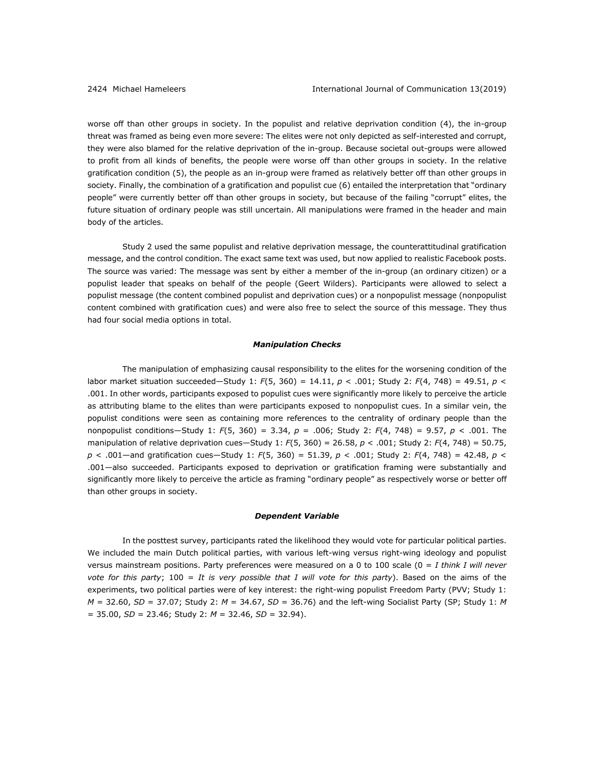worse off than other groups in society. In the populist and relative deprivation condition (4), the in-group threat was framed as being even more severe: The elites were not only depicted as self-interested and corrupt, they were also blamed for the relative deprivation of the in-group. Because societal out-groups were allowed to profit from all kinds of benefits, the people were worse off than other groups in society. In the relative gratification condition (5), the people as an in-group were framed as relatively better off than other groups in society. Finally, the combination of a gratification and populist cue (6) entailed the interpretation that "ordinary people" were currently better off than other groups in society, but because of the failing "corrupt" elites, the future situation of ordinary people was still uncertain. All manipulations were framed in the header and main body of the articles.

Study 2 used the same populist and relative deprivation message, the counterattitudinal gratification message, and the control condition. The exact same text was used, but now applied to realistic Facebook posts. The source was varied: The message was sent by either a member of the in-group (an ordinary citizen) or a populist leader that speaks on behalf of the people (Geert Wilders). Participants were allowed to select a populist message (the content combined populist and deprivation cues) or a nonpopulist message (nonpopulist content combined with gratification cues) and were also free to select the source of this message. They thus had four social media options in total.

### *Manipulation Checks*

The manipulation of emphasizing causal responsibility to the elites for the worsening condition of the labor market situation succeeded—Study 1: $F(5, 360) = 14.11$, $p < .001$; Study 2: $F(4, 748) = 49.51$, $p < .001$. In other words, participants exposed to populist cues were significantly more likely to perceive the article as attributing blame to the elites than were participants exposed to nonpopulist cues. In a similar vein, the populist conditions were seen as containing more references to the centrality of ordinary people than the nonpopulist conditions—Study 1: $F(5, 360) = 3.34$, $p = .006$; Study 2: $F(4, 748) = 9.57$, $p < .001$. The manipulation of relative deprivation cues—Study 1: $F(5, 360) = 26.58$, $p < .001$; Study 2: $F(4, 748) = 50.75$, $p < .001$—and gratification cues—Study 1: $F(5, 360) = 51.39$, $p < .001$; Study 2: $F(4, 748) = 42.48$, $p < .001$—also succeeded. Participants exposed to deprivation or gratification framing were substantially and significantly more likely to perceive the article as framing "ordinary people" as respectively worse or better off than other groups in society.

### *Dependent Variable*

In the posttest survey, participants rated the likelihood they would vote for particular political parties. We included the main Dutch political parties, with various left-wing versus right-wing ideology and populist versus mainstream positions. Party preferences were measured on a 0 to 100 scale (0 = *I think I will never vote for this party*; 100 = *It is very possible that I will vote for this party*). Based on the aims of the experiments, two political parties were of key interest: the right-wing populist Freedom Party (PVV; Study 1: $M = 32.60$, $SD = 37.07$; Study 2: $M = 34.67$, $SD = 36.76$) and the left-wing Socialist Party (SP; Study 1: $M = 35.00$, $SD = 23.46$; Study 2: $M = 32.46$, $SD = 32.94$).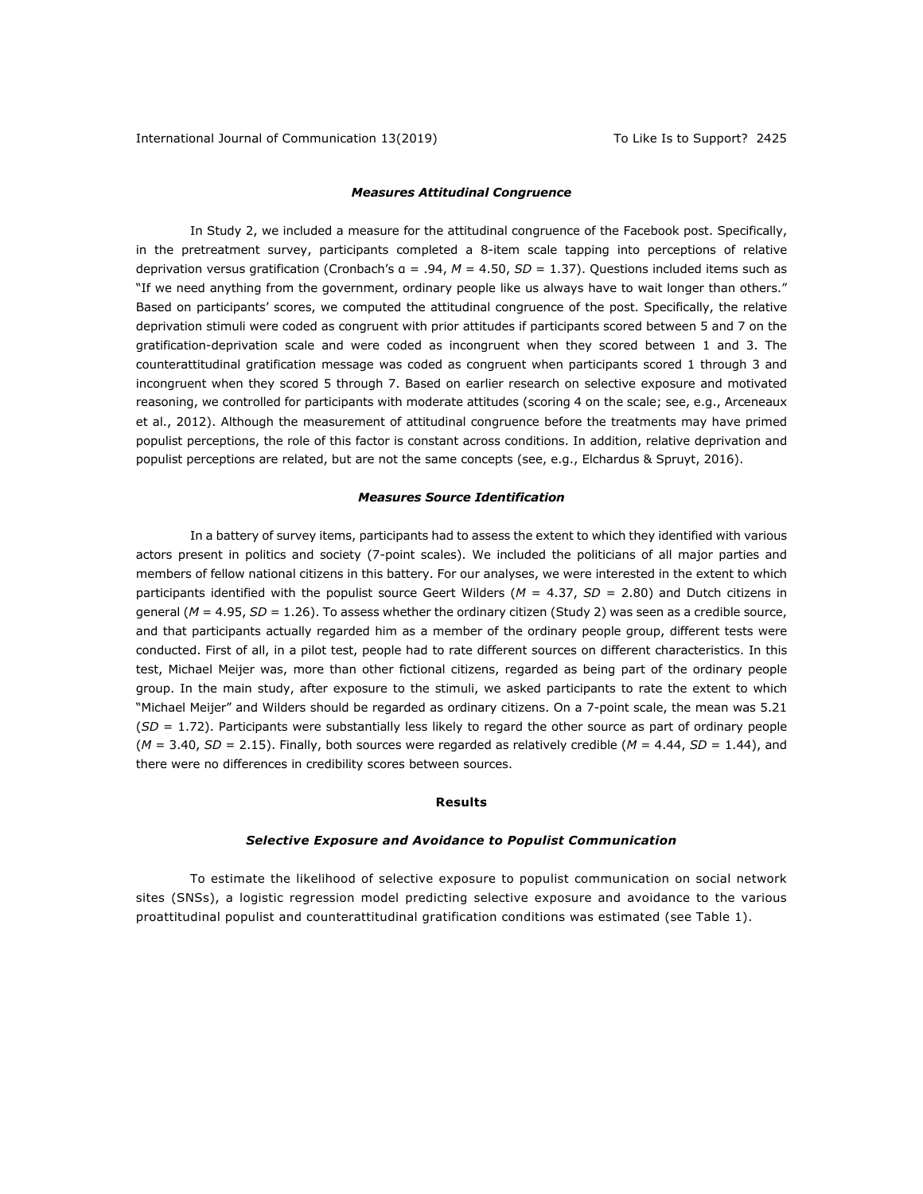### *Measures Attitudinal Congruence*

In Study 2, we included a measure for the attitudinal congruence of the Facebook post. Specifically, in the pretreatment survey, participants completed a 8-item scale tapping into perceptions of relative deprivation versus gratification (Cronbach's α = .94, *M* = 4.50, *SD* = 1.37). Questions included items such as "If we need anything from the government, ordinary people like us always have to wait longer than others." Based on participants' scores, we computed the attitudinal congruence of the post. Specifically, the relative deprivation stimuli were coded as congruent with prior attitudes if participants scored between 5 and 7 on the gratification-deprivation scale and were coded as incongruent when they scored between 1 and 3. The counterattitudinal gratification message was coded as congruent when participants scored 1 through 3 and incongruent when they scored 5 through 7. Based on earlier research on selective exposure and motivated reasoning, we controlled for participants with moderate attitudes (scoring 4 on the scale; see, e.g., Arceneaux et al., 2012). Although the measurement of attitudinal congruence before the treatments may have primed populist perceptions, the role of this factor is constant across conditions. In addition, relative deprivation and populist perceptions are related, but are not the same concepts (see, e.g., Elchardus & Spruyt, 2016).

### *Measures Source Identification*

In a battery of survey items, participants had to assess the extent to which they identified with various actors present in politics and society (7-point scales). We included the politicians of all major parties and members of fellow national citizens in this battery. For our analyses, we were interested in the extent to which participants identified with the populist source Geert Wilders (*M* = 4.37, *SD* = 2.80) and Dutch citizens in general (*M* = 4.95, *SD* = 1.26). To assess whether the ordinary citizen (Study 2) was seen as a credible source, and that participants actually regarded him as a member of the ordinary people group, different tests were conducted. First of all, in a pilot test, people had to rate different sources on different characteristics. In this test, Michael Meijer was, more than other fictional citizens, regarded as being part of the ordinary people group. In the main study, after exposure to the stimuli, we asked participants to rate the extent to which "Michael Meijer" and Wilders should be regarded as ordinary citizens. On a 7-point scale, the mean was 5.21 (*SD* = 1.72). Participants were substantially less likely to regard the other source as part of ordinary people (*M* = 3.40, *SD* = 2.15). Finally, both sources were regarded as relatively credible (*M* = 4.44, *SD* = 1.44), and there were no differences in credibility scores between sources.

## Results

### *Selective Exposure and Avoidance to Populist Communication*

To estimate the likelihood of selective exposure to populist communication on social network sites (SNSs), a logistic regression model predicting selective exposure and avoidance to the various proattitudinal populist and counterattitudinal gratification conditions was estimated (see Table 1).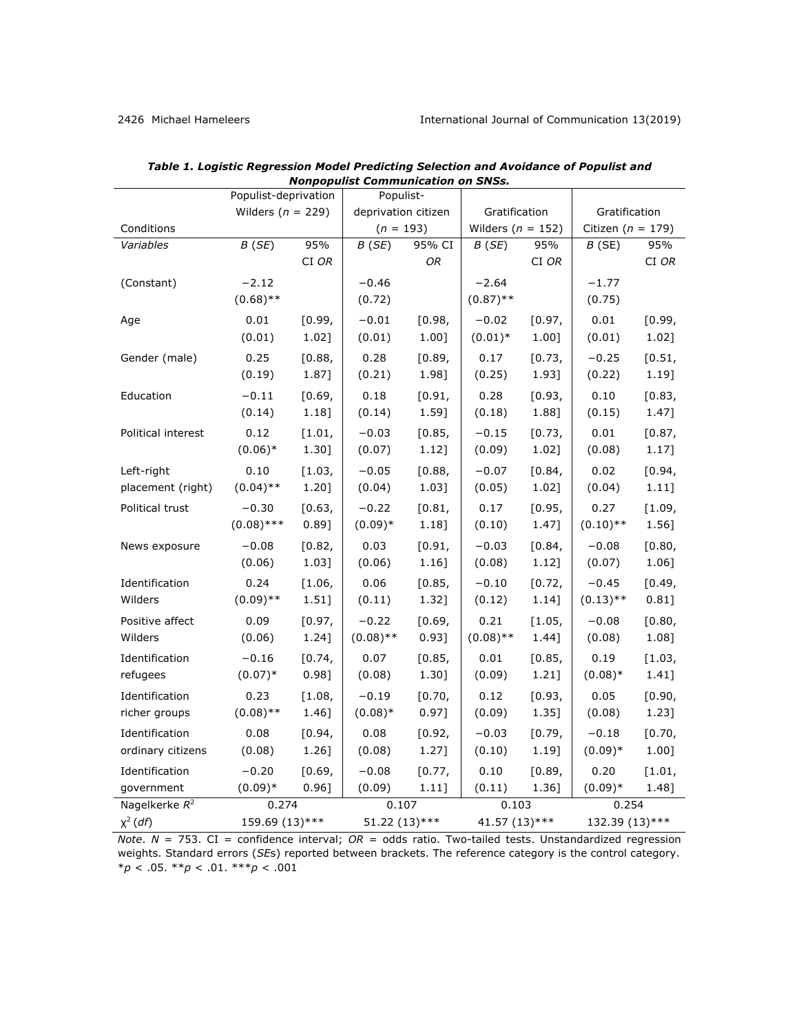**Table 1. Logistic Regression Model Predicting Selection and Avoidance of Populist and Nonpopulist Communication on SNSs.**

| Conditions | Populist-deprivation Wilders ($n$ = 229) | | Populist-deprivation citizen ($n$ = 193) | | Gratification Wilders ($n$ = 152) | | Gratification Citizen ($n$ = 179) | |
|---|---|---|---|---|---|---|---|---|
| *Variables* | *B* (*SE*) | 95% CI *OR* | *B* (*SE*) | 95% CI *OR* | *B* (*SE*) | 95% CI *OR* | *B* (SE) | 95% CI *OR* |
| (Constant) | −2.12 (0.68)** | | −0.46 (0.72) | | −2.64 (0.87)** | | −1.77 (0.75) | |
| Age | 0.01 (0.01) | [0.99, 1.02] | −0.01 (0.01) | [0.98, 1.00] | −0.02 (0.01)* | [0.97, 1.00] | 0.01 (0.01) | [0.99, 1.02] |
| Gender (male) | 0.25 (0.19) | [0.88, 1.87] | 0.28 (0.21) | [0.89, 1.98] | 0.17 (0.25) | [0.73, 1.93] | −0.25 (0.22) | [0.51, 1.19] |
| Education | −0.11 (0.14) | [0.69, 1.18] | 0.18 (0.14) | [0.91, 1.59] | 0.28 (0.18) | [0.93, 1.88] | 0.10 (0.15) | [0.83, 1.47] |
| Political interest | 0.12 (0.06)* | [1.01, 1.30] | −0.03 (0.07) | [0.85, 1.12] | −0.15 (0.09) | [0.73, 1.02] | 0.01 (0.08) | [0.87, 1.17] |
| Left-right placement (right) | 0.10 (0.04)** | [1.03, 1.20] | −0.05 (0.04) | [0.88, 1.03] | −0.07 (0.05) | [0.84, 1.02] | 0.02 (0.04) | [0.94, 1.11] |
| Political trust | −0.30 (0.08)*** | [0.63, 0.89] | −0.22 (0.09)* | [0.81, 1.18] | 0.17 (0.10) | [0.95, 1.47] | 0.27 (0.10)** | [1.09, 1.56] |
| News exposure | −0.08 (0.06) | [0.82, 1.03] | 0.03 (0.06) | [0.91, 1.16] | −0.03 (0.08) | [0.84, 1.12] | −0.08 (0.07) | [0.80, 1.06] |
| Identification Wilders | 0.24 (0.09)** | [1.06, 1.51] | 0.06 (0.11) | [0.85, 1.32] | −0.10 (0.12) | [0.72, 1.14] | −0.45 (0.13)** | [0.49, 0.81] |
| Positive affect Wilders | 0.09 (0.06) | [0.97, 1.24] | −0.22 (0.08)** | [0.69, 0.93] | 0.21 (0.08)** | [1.05, 1.44] | −0.08 (0.08) | [0.80, 1.08] |
| Identification refugees | −0.16 (0.07)* | [0.74, 0.98] | 0.07 (0.08) | [0.85, 1.30] | 0.01 (0.09) | [0.85, 1.21] | 0.19 (0.08)* | [1.03, 1.41] |
| Identification richer groups | 0.23 (0.08)** | [1.08, 1.46] | −0.19 (0.08)* | [0.70, 0.97] | 0.12 (0.09) | [0.93, 1.35] | 0.05 (0.08) | [0.90, 1.23] |
| Identification ordinary citizens | 0.08 (0.08) | [0.94, 1.26] | 0.08 (0.08) | [0.92, 1.27] | −0.03 (0.10) | [0.79, 1.19] | −0.18 (0.09)* | [0.70, 1.00] |
| Identification government | −0.20 (0.09)* | [0.69, 0.96] | −0.08 (0.09) | [0.77, 1.11] | 0.10 (0.11) | [0.89, 1.36] | 0.20 (0.09)* | [1.01, 1.48] |
| Nagelkerke $R^2$ | 0.274 | | 0.107 | | 0.103 | | 0.254 | |
| $\chi^2$ (*df*) | 159.69 (13)*** | | 51.22 (13)*** | | 41.57 (13)*** | | 132.39 (13)*** | |

*Note*. $N$ = 753. CI = confidence interval; *OR* = odds ratio. Two-tailed tests. Unstandardized regression weights. Standard errors (*SE*s) reported between brackets. The reference category is the control category. *$p$ < .05. **$p$ < .01. ***$p$ < .001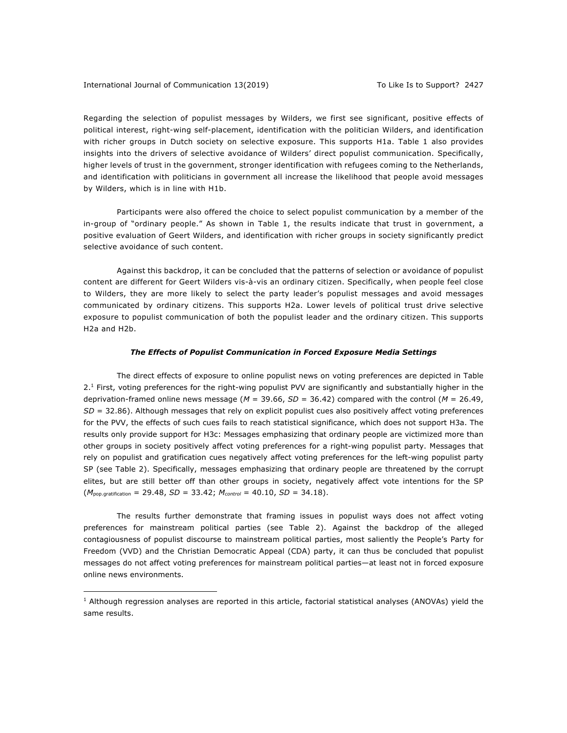Regarding the selection of populist messages by Wilders, we first see significant, positive effects of political interest, right-wing self-placement, identification with the politician Wilders, and identification with richer groups in Dutch society on selective exposure. This supports H1a. Table 1 also provides insights into the drivers of selective avoidance of Wilders' direct populist communication. Specifically, higher levels of trust in the government, stronger identification with refugees coming to the Netherlands, and identification with politicians in government all increase the likelihood that people avoid messages by Wilders, which is in line with H1b.

Participants were also offered the choice to select populist communication by a member of the in-group of "ordinary people." As shown in Table 1, the results indicate that trust in government, a positive evaluation of Geert Wilders, and identification with richer groups in society significantly predict selective avoidance of such content.

Against this backdrop, it can be concluded that the patterns of selection or avoidance of populist content are different for Geert Wilders vis-à-vis an ordinary citizen. Specifically, when people feel close to Wilders, they are more likely to select the party leader's populist messages and avoid messages communicated by ordinary citizens. This supports H2a. Lower levels of political trust drive selective exposure to populist communication of both the populist leader and the ordinary citizen. This supports H2a and H2b.

### *The Effects of Populist Communication in Forced Exposure Media Settings*

The direct effects of exposure to online populist news on voting preferences are depicted in Table 2.[1] First, voting preferences for the right-wing populist PVV are significantly and substantially higher in the deprivation-framed online news message ($M$ = 39.66, $SD$ = 36.42) compared with the control ($M$ = 26.49, $SD$ = 32.86). Although messages that rely on explicit populist cues also positively affect voting preferences for the PVV, the effects of such cues fails to reach statistical significance, which does not support H3a. The results only provide support for H3c: Messages emphasizing that ordinary people are victimized more than other groups in society positively affect voting preferences for a right-wing populist party. Messages that rely on populist and gratification cues negatively affect voting preferences for the left-wing populist party SP (see Table 2). Specifically, messages emphasizing that ordinary people are threatened by the corrupt elites, but are still better off than other groups in society, negatively affect vote intentions for the SP ($M_{\text{pop.gratification}}$ = 29.48, $SD$ = 33.42; $M_{control}$ = 40.10, $SD$ = 34.18).

The results further demonstrate that framing issues in populist ways does not affect voting preferences for mainstream political parties (see Table 2). Against the backdrop of the alleged contagiousness of populist discourse to mainstream political parties, most saliently the People's Party for Freedom (VVD) and the Christian Democratic Appeal (CDA) party, it can thus be concluded that populist messages do not affect voting preferences for mainstream political parties—at least not in forced exposure online news environments.

[1] Although regression analyses are reported in this article, factorial statistical analyses (ANOVAs) yield the same results.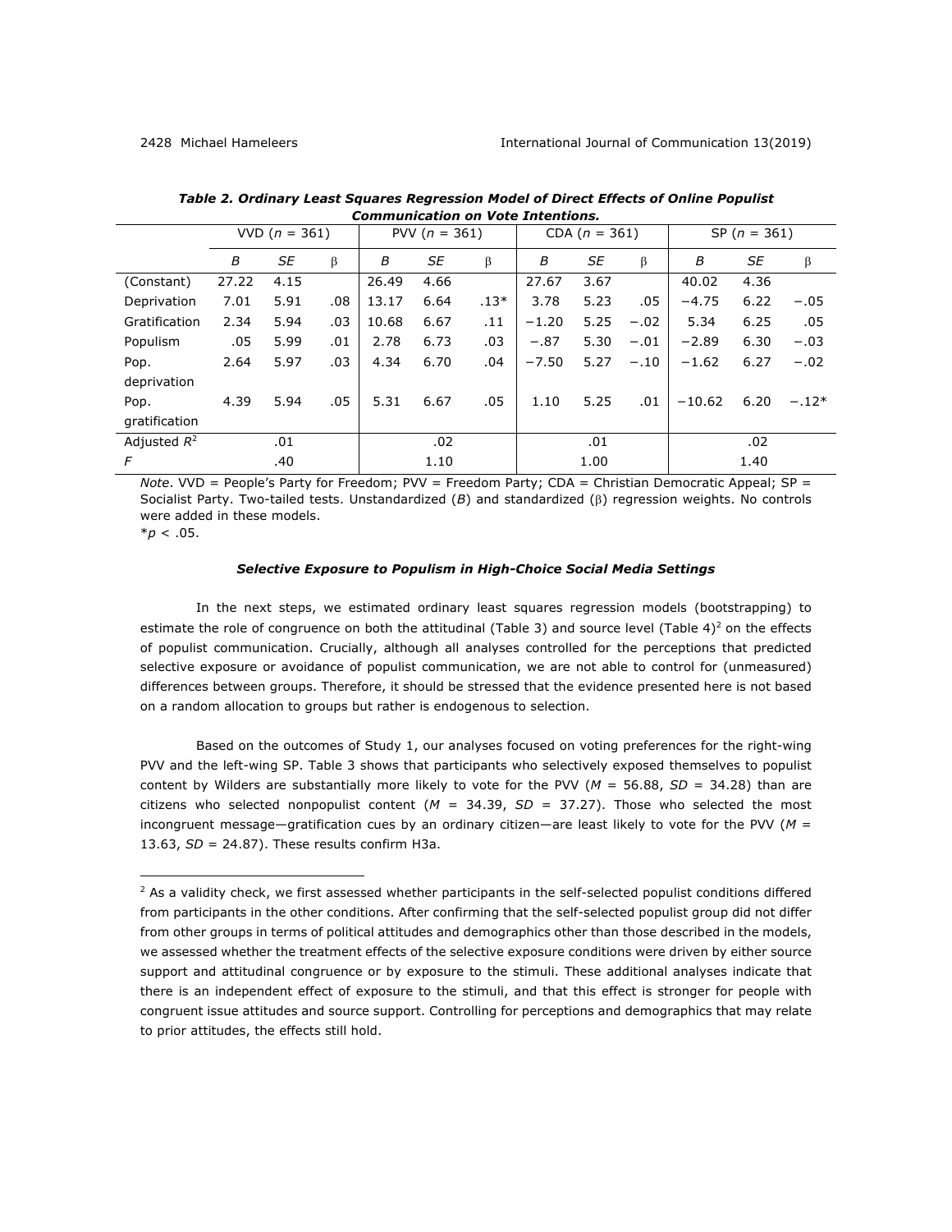**Table 2. Ordinary Least Squares Regression Model of Direct Effects of Online Populist Communication on Vote Intentions.**

| | VVD ($n$ = 361) | | | PVV ($n$ = 361) | | | CDA ($n$ = 361) | | | SP ($n$ = 361) | | |
|---|---|---|---|---|---|---|---|---|---|---|---|---|
| | $B$ | $SE$ | β | $B$ | $SE$ | β | $B$ | $SE$ | β | $B$ | $SE$ | β |
| (Constant) | 27.22 | 4.15 | | 26.49 | 4.66 | | 27.67 | 3.67 | | 40.02 | 4.36 | |
| Deprivation | 7.01 | 5.91 | .08 | 13.17 | 6.64 | .13* | 3.78 | 5.23 | .05 | −4.75 | 6.22 | −.05 |
| Gratification | 2.34 | 5.94 | .03 | 10.68 | 6.67 | .11 | −1.20 | 5.25 | −.02 | 5.34 | 6.25 | .05 |
| Populism | .05 | 5.99 | .01 | 2.78 | 6.73 | .03 | −.87 | 5.30 | −.01 | −2.89 | 6.30 | −.03 |
| Pop. deprivation | 2.64 | 5.97 | .03 | 4.34 | 6.70 | .04 | −7.50 | 5.27 | −.10 | −1.62 | 6.27 | −.02 |
| Pop. gratification | 4.39 | 5.94 | .05 | 5.31 | 6.67 | .05 | 1.10 | 5.25 | .01 | −10.62 | 6.20 | −.12* |
| Adjusted $R^2$ | | .01 | | | .02 | | | .01 | | | .02 | |
| $F$ | | .40 | | | 1.10 | | | 1.00 | | | 1.40 | |

*Note*. VVD = People's Party for Freedom; PVV = Freedom Party; CDA = Christian Democratic Appeal; SP = Socialist Party. Two-tailed tests. Unstandardized ($B$) and standardized (β) regression weights. No controls were added in these models.
*$p < .05$.

### *Selective Exposure to Populism in High-Choice Social Media Settings*

In the next steps, we estimated ordinary least squares regression models (bootstrapping) to estimate the role of congruence on both the attitudinal (Table 3) and source level (Table 4)[2] on the effects of populist communication. Crucially, although all analyses controlled for the perceptions that predicted selective exposure or avoidance of populist communication, we are not able to control for (unmeasured) differences between groups. Therefore, it should be stressed that the evidence presented here is not based on a random allocation to groups but rather is endogenous to selection.

Based on the outcomes of Study 1, our analyses focused on voting preferences for the right-wing PVV and the left-wing SP. Table 3 shows that participants who selectively exposed themselves to populist content by Wilders are substantially more likely to vote for the PVV ($M$ = 56.88, $SD$ = 34.28) than are citizens who selected nonpopulist content ($M$ = 34.39, $SD$ = 37.27). Those who selected the most incongruent message—gratification cues by an ordinary citizen—are least likely to vote for the PVV ($M$ = 13.63, $SD$ = 24.87). These results confirm H3a.

[2] As a validity check, we first assessed whether participants in the self-selected populist conditions differed from participants in the other conditions. After confirming that the self-selected populist group did not differ from other groups in terms of political attitudes and demographics other than those described in the models, we assessed whether the treatment effects of the selective exposure conditions were driven by either source support and attitudinal congruence or by exposure to the stimuli. These additional analyses indicate that there is an independent effect of exposure to the stimuli, and that this effect is stronger for people with congruent issue attitudes and source support. Controlling for perceptions and demographics that may relate to prior attitudes, the effects still hold.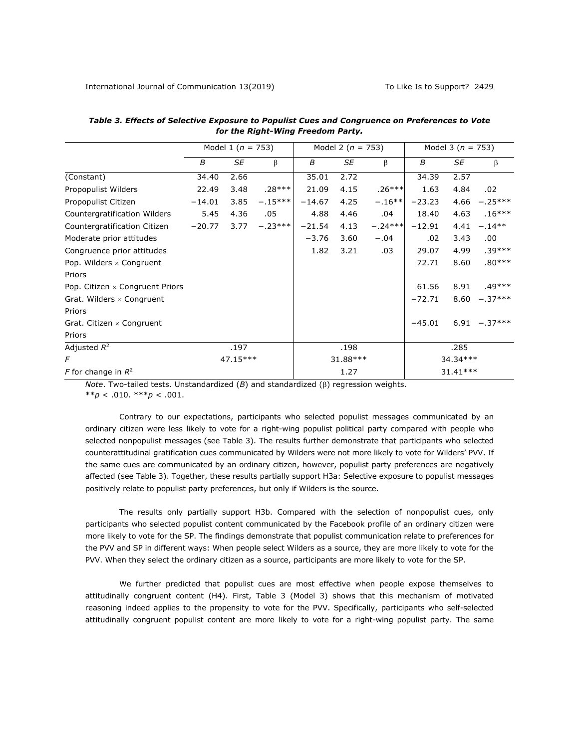***Table 3. Effects of Selective Exposure to Populist Cues and Congruence on Preferences to Vote for the Right-Wing Freedom Party.***

| | Model 1 ($n$ = 753) | | | Model 2 ($n$ = 753) | | | Model 3 ($n$ = 753) | | |
|---|---|---|---|---|---|---|---|---|---|
| | *B* | *SE* | β | *B* | *SE* | β | *B* | *SE* | β |
| (Constant) | 34.40 | 2.66 | | 35.01 | 2.72 | | 34.39 | 2.57 | |
| Propopulist Wilders | 22.49 | 3.48 | .28*** | 21.09 | 4.15 | .26*** | 1.63 | 4.84 | .02 |
| Propopulist Citizen | −14.01 | 3.85 | −.15*** | −14.67 | 4.25 | −.16** | −23.23 | 4.66 | −.25*** |
| Countergratification Wilders | 5.45 | 4.36 | .05 | 4.88 | 4.46 | .04 | 18.40 | 4.63 | .16*** |
| Countergratification Citizen | −20.77 | 3.77 | −.23*** | −21.54 | 4.13 | −.24*** | −12.91 | 4.41 | −.14** |
| Moderate prior attitudes | | | | −3.76 | 3.60 | −.04 | .02 | 3.43 | .00 |
| Congruence prior attitudes | | | | 1.82 | 3.21 | .03 | 29.07 | 4.99 | .39*** |
| Pop. Wilders × Congruent Priors | | | | | | | 72.71 | 8.60 | .80*** |
| Pop. Citizen × Congruent Priors | | | | | | | 61.56 | 8.91 | .49*** |
| Grat. Wilders × Congruent Priors | | | | | | | −72.71 | 8.60 | −.37*** |
| Grat. Citizen × Congruent Priors | | | | | | | −45.01 | 6.91 | −.37*** |
| Adjusted $R^2$ | .197 | | | .198 | | | .285 | | |
| *F* | 47.15*** | | | 31.88*** | | | 34.34*** | | |
| *F* for change in $R^2$ | | | | 1.27 | | | 31.41*** | | |

*Note*. Two-tailed tests. Unstandardized (*B*) and standardized (β) regression weights.
$^{**}p < .010$. $^{***}p < .001$.

Contrary to our expectations, participants who selected populist messages communicated by an ordinary citizen were less likely to vote for a right-wing populist political party compared with people who selected nonpopulist messages (see Table 3). The results further demonstrate that participants who selected counterattitudinal gratification cues communicated by Wilders were not more likely to vote for Wilders' PVV. If the same cues are communicated by an ordinary citizen, however, populist party preferences are negatively affected (see Table 3). Together, these results partially support H3a: Selective exposure to populist messages positively relate to populist party preferences, but only if Wilders is the source.

The results only partially support H3b. Compared with the selection of nonpopulist cues, only participants who selected populist content communicated by the Facebook profile of an ordinary citizen were more likely to vote for the SP. The findings demonstrate that populist communication relate to preferences for the PVV and SP in different ways: When people select Wilders as a source, they are more likely to vote for the PVV. When they select the ordinary citizen as a source, participants are more likely to vote for the SP.

We further predicted that populist cues are most effective when people expose themselves to attitudinally congruent content (H4). First, Table 3 (Model 3) shows that this mechanism of motivated reasoning indeed applies to the propensity to vote for the PVV. Specifically, participants who self-selected attitudinally congruent populist content are more likely to vote for a right-wing populist party. The same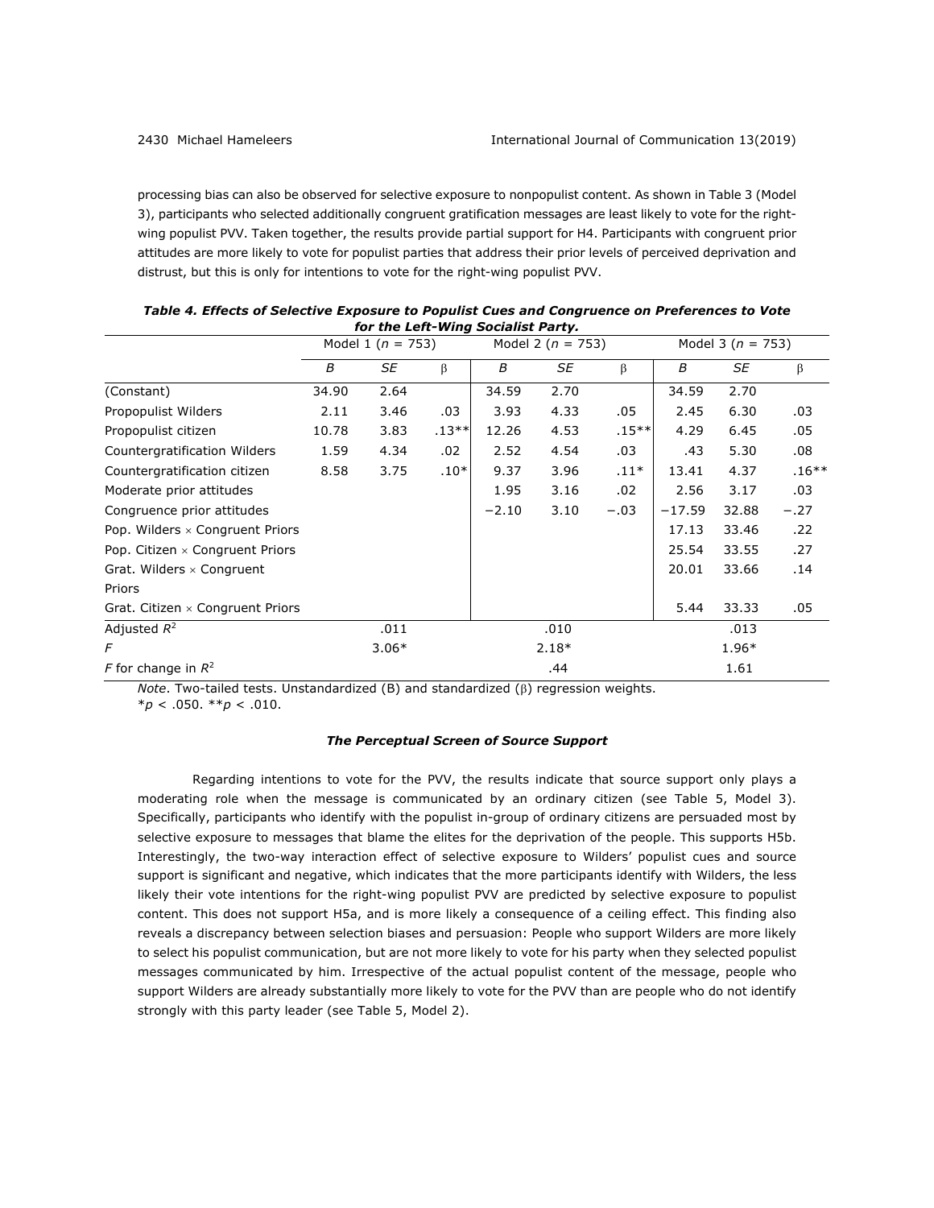processing bias can also be observed for selective exposure to nonpopulist content. As shown in Table 3 (Model 3), participants who selected additionally congruent gratification messages are least likely to vote for the right-wing populist PVV. Taken together, the results provide partial support for H4. Participants with congruent prior attitudes are more likely to vote for populist parties that address their prior levels of perceived deprivation and distrust, but this is only for intentions to vote for the right-wing populist PVV.

***Table 4. Effects of Selective Exposure to Populist Cues and Congruence on Preferences to Vote for the Left-Wing Socialist Party.***

| | Model 1 ($n$ = 753) | | | Model 2 ($n$ = 753) | | | Model 3 ($n$ = 753) | | |
|---|---|---|---|---|---|---|---|---|---|
| | *B* | *SE* | β | *B* | *SE* | β | *B* | *SE* | β |
| (Constant) | 34.90 | 2.64 | | 34.59 | 2.70 | | 34.59 | 2.70 | |
| Propopulist Wilders | 2.11 | 3.46 | .03 | 3.93 | 4.33 | .05 | 2.45 | 6.30 | .03 |
| Propopulist citizen | 10.78 | 3.83 | .13** | 12.26 | 4.53 | .15** | 4.29 | 6.45 | .05 |
| Countergratification Wilders | 1.59 | 4.34 | .02 | 2.52 | 4.54 | .03 | .43 | 5.30 | .08 |
| Countergratification citizen | 8.58 | 3.75 | .10* | 9.37 | 3.96 | .11* | 13.41 | 4.37 | .16** |
| Moderate prior attitudes | | | | 1.95 | 3.16 | .02 | 2.56 | 3.17 | .03 |
| Congruence prior attitudes | | | | −2.10 | 3.10 | −.03 | −17.59 | 32.88 | −.27 |
| Pop. Wilders × Congruent Priors | | | | | | | 17.13 | 33.46 | .22 |
| Pop. Citizen × Congruent Priors | | | | | | | 25.54 | 33.55 | .27 |
| Grat. Wilders × Congruent Priors | | | | | | | 20.01 | 33.66 | .14 |
| Grat. Citizen × Congruent Priors | | | | | | | 5.44 | 33.33 | .05 |
| Adjusted $R^2$ | | .011 | | | .010 | | | .013 | |
| *F* | | 3.06* | | | 2.18* | | | 1.96* | |
| *F* for change in $R^2$ | | | | | .44 | | | 1.61 | |

*Note*. Two-tailed tests. Unstandardized (B) and standardized (β) regression weights.
*$p$ < .050. **$p$ < .010.

### *The Perceptual Screen of Source Support*

Regarding intentions to vote for the PVV, the results indicate that source support only plays a moderating role when the message is communicated by an ordinary citizen (see Table 5, Model 3). Specifically, participants who identify with the populist in-group of ordinary citizens are persuaded most by selective exposure to messages that blame the elites for the deprivation of the people. This supports H5b. Interestingly, the two-way interaction effect of selective exposure to Wilders' populist cues and source support is significant and negative, which indicates that the more participants identify with Wilders, the less likely their vote intentions for the right-wing populist PVV are predicted by selective exposure to populist content. This does not support H5a, and is more likely a consequence of a ceiling effect. This finding also reveals a discrepancy between selection biases and persuasion: People who support Wilders are more likely to select his populist communication, but are not more likely to vote for his party when they selected populist messages communicated by him. Irrespective of the actual populist content of the message, people who support Wilders are already substantially more likely to vote for the PVV than are people who do not identify strongly with this party leader (see Table 5, Model 2).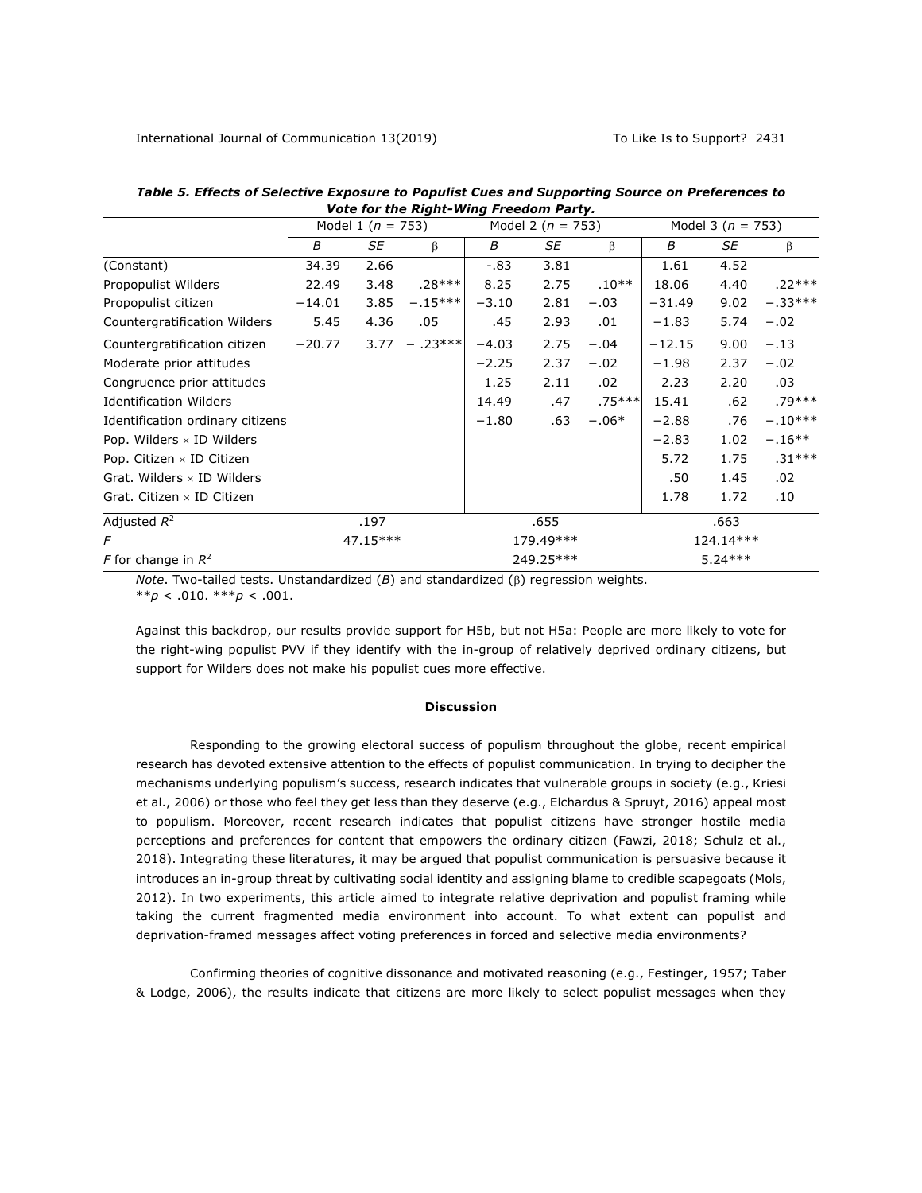***Table 5. Effects of Selective Exposure to Populist Cues and Supporting Source on Preferences to Vote for the Right-Wing Freedom Party.***

| | Model 1 ($n$ = 753) | | | Model 2 ($n$ = 753) | | | Model 3 ($n$ = 753) | | |
|---|---|---|---|---|---|---|---|---|---|
| | *B* | *SE* | β | *B* | *SE* | β | *B* | *SE* | β |
| (Constant) | 34.39 | 2.66 | | -.83 | 3.81 | | 1.61 | 4.52 | |
| Propopulist Wilders | 22.49 | 3.48 | .28*** | 8.25 | 2.75 | .10** | 18.06 | 4.40 | .22*** |
| Propopulist citizen | −14.01 | 3.85 | −.15*** | −3.10 | 2.81 | −.03 | −31.49 | 9.02 | −.33*** |
| Countergratification Wilders | 5.45 | 4.36 | .05 | .45 | 2.93 | .01 | −1.83 | 5.74 | −.02 |
| Countergratification citizen | −20.77 | 3.77 | − .23*** | −4.03 | 2.75 | −.04 | −12.15 | 9.00 | −.13 |
| Moderate prior attitudes | | | | −2.25 | 2.37 | −.02 | −1.98 | 2.37 | −.02 |
| Congruence prior attitudes | | | | 1.25 | 2.11 | .02 | 2.23 | 2.20 | .03 |
| Identification Wilders | | | | 14.49 | .47 | .75*** | 15.41 | .62 | .79*** |
| Identification ordinary citizens | | | | −1.80 | .63 | −.06* | −2.88 | .76 | −.10*** |
| Pop. Wilders × ID Wilders | | | | | | | −2.83 | 1.02 | −.16** |
| Pop. Citizen × ID Citizen | | | | | | | 5.72 | 1.75 | .31*** |
| Grat. Wilders × ID Wilders | | | | | | | .50 | 1.45 | .02 |
| Grat. Citizen × ID Citizen | | | | | | | 1.78 | 1.72 | .10 |
| Adjusted $R^2$ | .197 | | | .655 | | | .663 | | |
| *F* | 47.15*** | | | 179.49*** | | | 124.14*** | | |
| *F* for change in $R^2$ | | | | 249.25*** | | | 5.24*** | | |

*Note*. Two-tailed tests. Unstandardized (*B*) and standardized (β) regression weights.
\*\**p* < .010. \*\*\**p* < .001.

Against this backdrop, our results provide support for H5b, but not H5a: People are more likely to vote for the right-wing populist PVV if they identify with the in-group of relatively deprived ordinary citizens, but support for Wilders does not make his populist cues more effective.

## Discussion

Responding to the growing electoral success of populism throughout the globe, recent empirical research has devoted extensive attention to the effects of populist communication. In trying to decipher the mechanisms underlying populism's success, research indicates that vulnerable groups in society (e.g., Kriesi et al., 2006) or those who feel they get less than they deserve (e.g., Elchardus & Spruyt, 2016) appeal most to populism. Moreover, recent research indicates that populist citizens have stronger hostile media perceptions and preferences for content that empowers the ordinary citizen (Fawzi, 2018; Schulz et al., 2018). Integrating these literatures, it may be argued that populist communication is persuasive because it introduces an in-group threat by cultivating social identity and assigning blame to credible scapegoats (Mols, 2012). In two experiments, this article aimed to integrate relative deprivation and populist framing while taking the current fragmented media environment into account. To what extent can populist and deprivation-framed messages affect voting preferences in forced and selective media environments?

Confirming theories of cognitive dissonance and motivated reasoning (e.g., Festinger, 1957; Taber & Lodge, 2006), the results indicate that citizens are more likely to select populist messages when they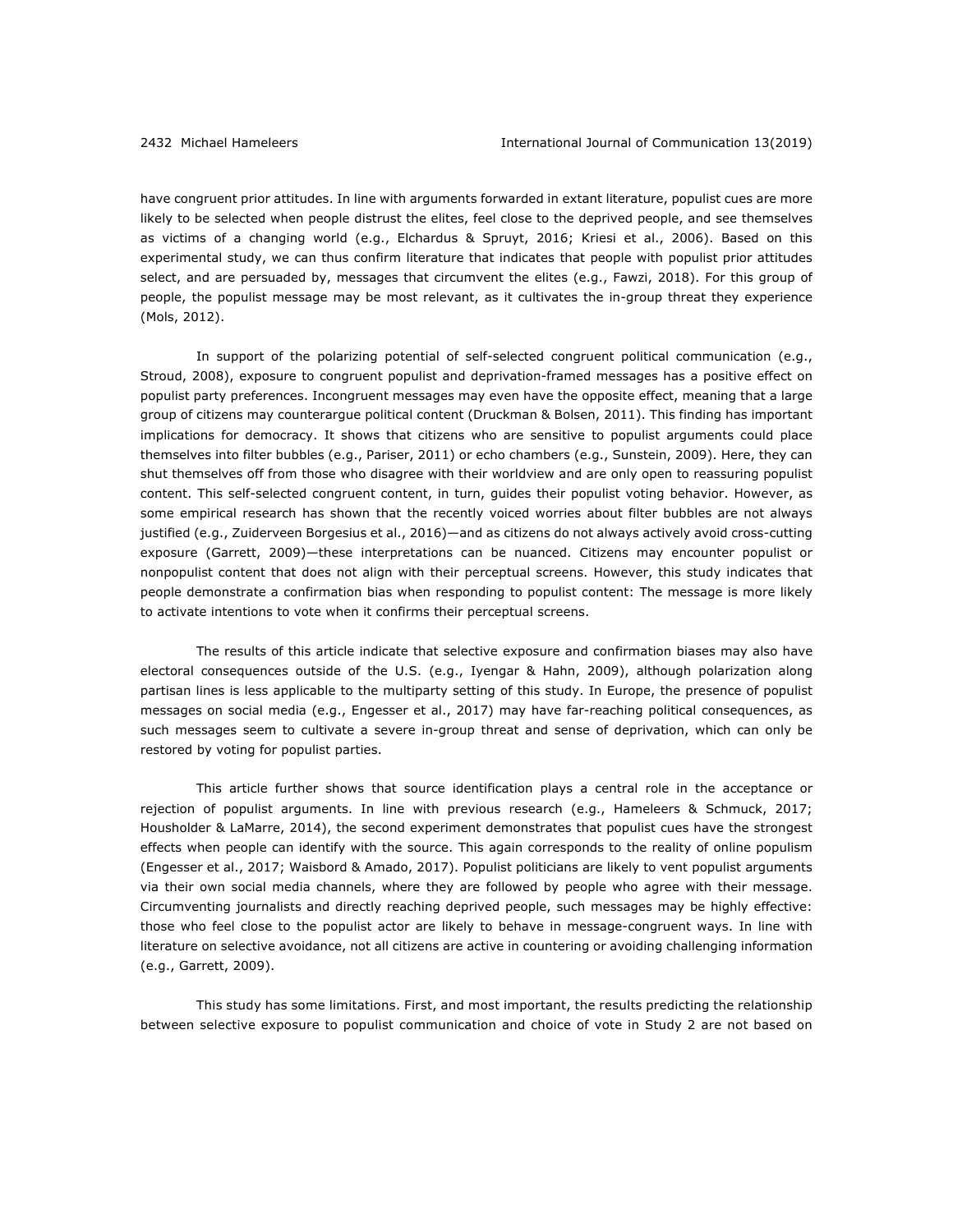have congruent prior attitudes. In line with arguments forwarded in extant literature, populist cues are more likely to be selected when people distrust the elites, feel close to the deprived people, and see themselves as victims of a changing world (e.g., Elchardus & Spruyt, 2016; Kriesi et al., 2006). Based on this experimental study, we can thus confirm literature that indicates that people with populist prior attitudes select, and are persuaded by, messages that circumvent the elites (e.g., Fawzi, 2018). For this group of people, the populist message may be most relevant, as it cultivates the in-group threat they experience (Mols, 2012).

In support of the polarizing potential of self-selected congruent political communication (e.g., Stroud, 2008), exposure to congruent populist and deprivation-framed messages has a positive effect on populist party preferences. Incongruent messages may even have the opposite effect, meaning that a large group of citizens may counterargue political content (Druckman & Bolsen, 2011). This finding has important implications for democracy. It shows that citizens who are sensitive to populist arguments could place themselves into filter bubbles (e.g., Pariser, 2011) or echo chambers (e.g., Sunstein, 2009). Here, they can shut themselves off from those who disagree with their worldview and are only open to reassuring populist content. This self-selected congruent content, in turn, guides their populist voting behavior. However, as some empirical research has shown that the recently voiced worries about filter bubbles are not always justified (e.g., Zuiderveen Borgesius et al., 2016)—and as citizens do not always actively avoid cross-cutting exposure (Garrett, 2009)—these interpretations can be nuanced. Citizens may encounter populist or nonpopulist content that does not align with their perceptual screens. However, this study indicates that people demonstrate a confirmation bias when responding to populist content: The message is more likely to activate intentions to vote when it confirms their perceptual screens.

The results of this article indicate that selective exposure and confirmation biases may also have electoral consequences outside of the U.S. (e.g., Iyengar & Hahn, 2009), although polarization along partisan lines is less applicable to the multiparty setting of this study. In Europe, the presence of populist messages on social media (e.g., Engesser et al., 2017) may have far-reaching political consequences, as such messages seem to cultivate a severe in-group threat and sense of deprivation, which can only be restored by voting for populist parties.

This article further shows that source identification plays a central role in the acceptance or rejection of populist arguments. In line with previous research (e.g., Hameleers & Schmuck, 2017; Housholder & LaMarre, 2014), the second experiment demonstrates that populist cues have the strongest effects when people can identify with the source. This again corresponds to the reality of online populism (Engesser et al., 2017; Waisbord & Amado, 2017). Populist politicians are likely to vent populist arguments via their own social media channels, where they are followed by people who agree with their message. Circumventing journalists and directly reaching deprived people, such messages may be highly effective: those who feel close to the populist actor are likely to behave in message-congruent ways. In line with literature on selective avoidance, not all citizens are active in countering or avoiding challenging information (e.g., Garrett, 2009).

This study has some limitations. First, and most important, the results predicting the relationship between selective exposure to populist communication and choice of vote in Study 2 are not based on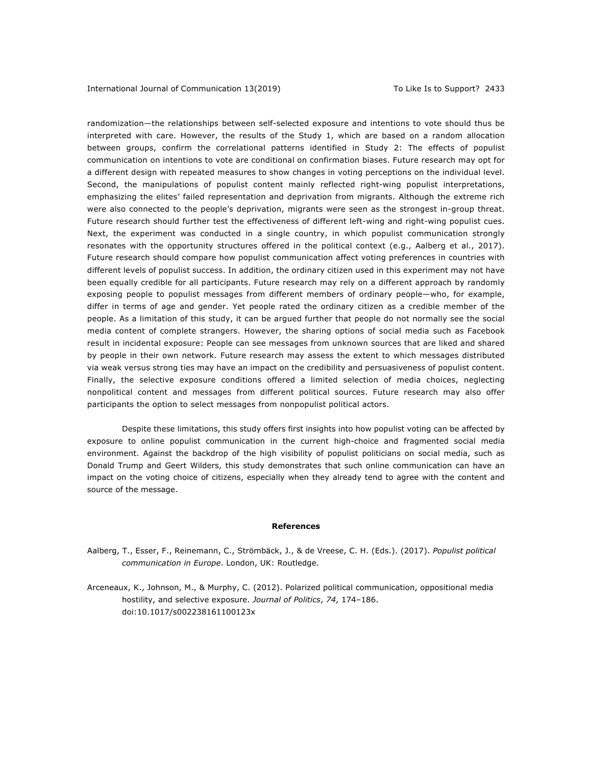randomization—the relationships between self-selected exposure and intentions to vote should thus be interpreted with care. However, the results of the Study 1, which are based on a random allocation between groups, confirm the correlational patterns identified in Study 2: The effects of populist communication on intentions to vote are conditional on confirmation biases. Future research may opt for a different design with repeated measures to show changes in voting perceptions on the individual level. Second, the manipulations of populist content mainly reflected right-wing populist interpretations, emphasizing the elites' failed representation and deprivation from migrants. Although the extreme rich were also connected to the people's deprivation, migrants were seen as the strongest in-group threat. Future research should further test the effectiveness of different left-wing and right-wing populist cues. Next, the experiment was conducted in a single country, in which populist communication strongly resonates with the opportunity structures offered in the political context (e.g., Aalberg et al., 2017). Future research should compare how populist communication affect voting preferences in countries with different levels of populist success. In addition, the ordinary citizen used in this experiment may not have been equally credible for all participants. Future research may rely on a different approach by randomly exposing people to populist messages from different members of ordinary people—who, for example, differ in terms of age and gender. Yet people rated the ordinary citizen as a credible member of the people. As a limitation of this study, it can be argued further that people do not normally see the social media content of complete strangers. However, the sharing options of social media such as Facebook result in incidental exposure: People can see messages from unknown sources that are liked and shared by people in their own network. Future research may assess the extent to which messages distributed via weak versus strong ties may have an impact on the credibility and persuasiveness of populist content. Finally, the selective exposure conditions offered a limited selection of media choices, neglecting nonpolitical content and messages from different political sources. Future research may also offer participants the option to select messages from nonpopulist political actors.

Despite these limitations, this study offers first insights into how populist voting can be affected by exposure to online populist communication in the current high-choice and fragmented social media environment. Against the backdrop of the high visibility of populist politicians on social media, such as Donald Trump and Geert Wilders, this study demonstrates that such online communication can have an impact on the voting choice of citizens, especially when they already tend to agree with the content and source of the message.

## References

Aalberg, T., Esser, F., Reinemann, C., Strömbäck, J., & de Vreese, C. H. (Eds.). (2017). *Populist political communication in Europe*. London, UK: Routledge.

Arceneaux, K., Johnson, M., & Murphy, C. (2012). Polarized political communication, oppositional media hostility, and selective exposure. *Journal of Politics*, *74*, 174–186. doi:10.1017/s002238161100123x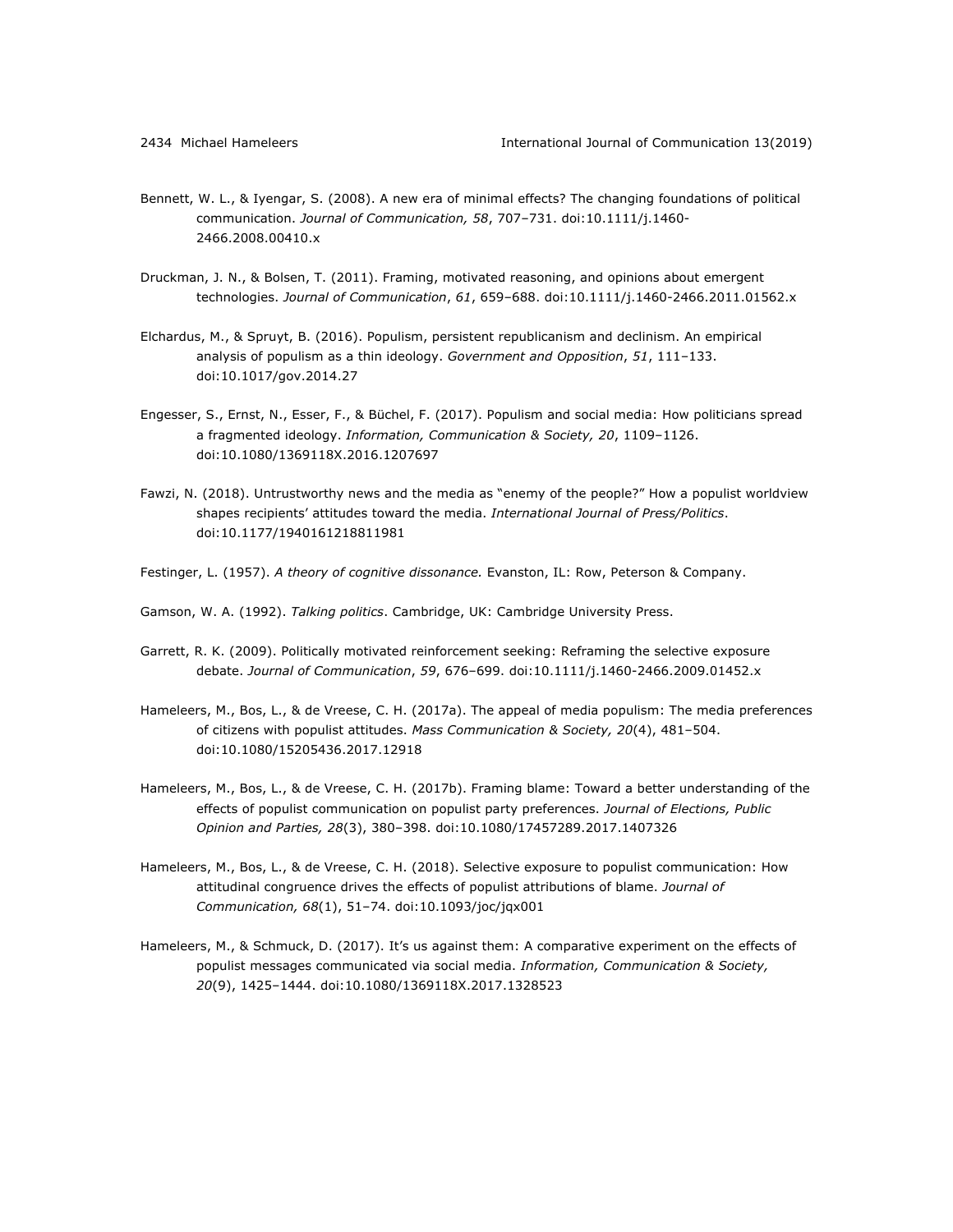Bennett, W. L., & Iyengar, S. (2008). A new era of minimal effects? The changing foundations of political communication. *Journal of Communication, 58*, 707–731. doi:10.1111/j.1460-2466.2008.00410.x

Druckman, J. N., & Bolsen, T. (2011). Framing, motivated reasoning, and opinions about emergent technologies. *Journal of Communication*, *61*, 659–688. doi:10.1111/j.1460-2466.2011.01562.x

Elchardus, M., & Spruyt, B. (2016). Populism, persistent republicanism and declinism. An empirical analysis of populism as a thin ideology. *Government and Opposition*, *51*, 111–133. doi:10.1017/gov.2014.27

Engesser, S., Ernst, N., Esser, F., & Büchel, F. (2017). Populism and social media: How politicians spread a fragmented ideology. *Information, Communication & Society, 20*, 1109–1126. doi:10.1080/1369118X.2016.1207697

Fawzi, N. (2018). Untrustworthy news and the media as "enemy of the people?" How a populist worldview shapes recipients' attitudes toward the media. *International Journal of Press/Politics*. doi:10.1177/1940161218811981

Festinger, L. (1957). *A theory of cognitive dissonance.* Evanston, IL: Row, Peterson & Company.

Gamson, W. A. (1992). *Talking politics*. Cambridge, UK: Cambridge University Press.

Garrett, R. K. (2009). Politically motivated reinforcement seeking: Reframing the selective exposure debate. *Journal of Communication*, *59*, 676–699. doi:10.1111/j.1460-2466.2009.01452.x

Hameleers, M., Bos, L., & de Vreese, C. H. (2017a). The appeal of media populism: The media preferences of citizens with populist attitudes. *Mass Communication & Society, 20*(4), 481–504. doi:10.1080/15205436.2017.12918

Hameleers, M., Bos, L., & de Vreese, C. H. (2017b). Framing blame: Toward a better understanding of the effects of populist communication on populist party preferences. *Journal of Elections, Public Opinion and Parties, 28*(3), 380–398. doi:10.1080/17457289.2017.1407326

Hameleers, M., Bos, L., & de Vreese, C. H. (2018). Selective exposure to populist communication: How attitudinal congruence drives the effects of populist attributions of blame. *Journal of Communication, 68*(1), 51–74. doi:10.1093/joc/jqx001

Hameleers, M., & Schmuck, D. (2017). It's us against them: A comparative experiment on the effects of populist messages communicated via social media. *Information, Communication & Society, 20*(9), 1425–1444. doi:10.1080/1369118X.2017.1328523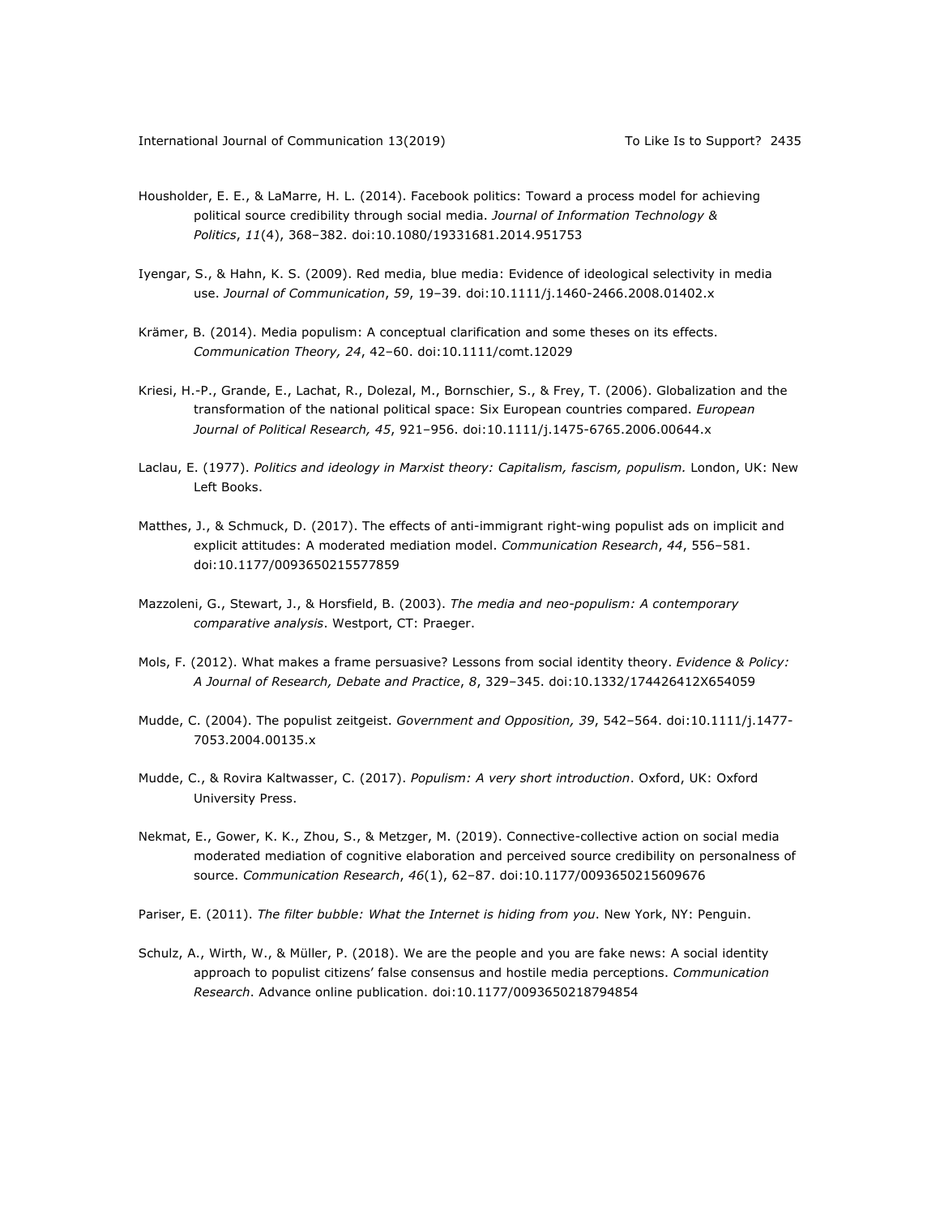Housholder, E. E., & LaMarre, H. L. (2014). Facebook politics: Toward a process model for achieving political source credibility through social media. *Journal of Information Technology & Politics*, *11*(4), 368–382. doi:10.1080/19331681.2014.951753

Iyengar, S., & Hahn, K. S. (2009). Red media, blue media: Evidence of ideological selectivity in media use. *Journal of Communication*, *59*, 19–39. doi:10.1111/j.1460-2466.2008.01402.x

Krämer, B. (2014). Media populism: A conceptual clarification and some theses on its effects. *Communication Theory, 24*, 42–60. doi:10.1111/comt.12029

Kriesi, H.-P., Grande, E., Lachat, R., Dolezal, M., Bornschier, S., & Frey, T. (2006). Globalization and the transformation of the national political space: Six European countries compared. *European Journal of Political Research, 45*, 921–956. doi:10.1111/j.1475-6765.2006.00644.x

Laclau, E. (1977). *Politics and ideology in Marxist theory: Capitalism, fascism, populism.* London, UK: New Left Books.

Matthes, J., & Schmuck, D. (2017). The effects of anti-immigrant right-wing populist ads on implicit and explicit attitudes: A moderated mediation model. *Communication Research*, *44*, 556–581. doi:10.1177/0093650215577859

Mazzoleni, G., Stewart, J., & Horsfield, B. (2003). *The media and neo-populism: A contemporary comparative analysis*. Westport, CT: Praeger.

Mols, F. (2012). What makes a frame persuasive? Lessons from social identity theory. *Evidence & Policy: A Journal of Research, Debate and Practice*, *8*, 329–345. doi:10.1332/174426412X654059

Mudde, C. (2004). The populist zeitgeist. *Government and Opposition, 39*, 542–564. doi:10.1111/j.1477-7053.2004.00135.x

Mudde, C., & Rovira Kaltwasser, C. (2017). *Populism: A very short introduction*. Oxford, UK: Oxford University Press.

Nekmat, E., Gower, K. K., Zhou, S., & Metzger, M. (2019). Connective-collective action on social media moderated mediation of cognitive elaboration and perceived source credibility on personalness of source. *Communication Research*, *46*(1), 62–87. doi:10.1177/0093650215609676

Pariser, E. (2011). *The filter bubble: What the Internet is hiding from you*. New York, NY: Penguin.

Schulz, A., Wirth, W., & Müller, P. (2018). We are the people and you are fake news: A social identity approach to populist citizens' false consensus and hostile media perceptions. *Communication Research*. Advance online publication. doi:10.1177/0093650218794854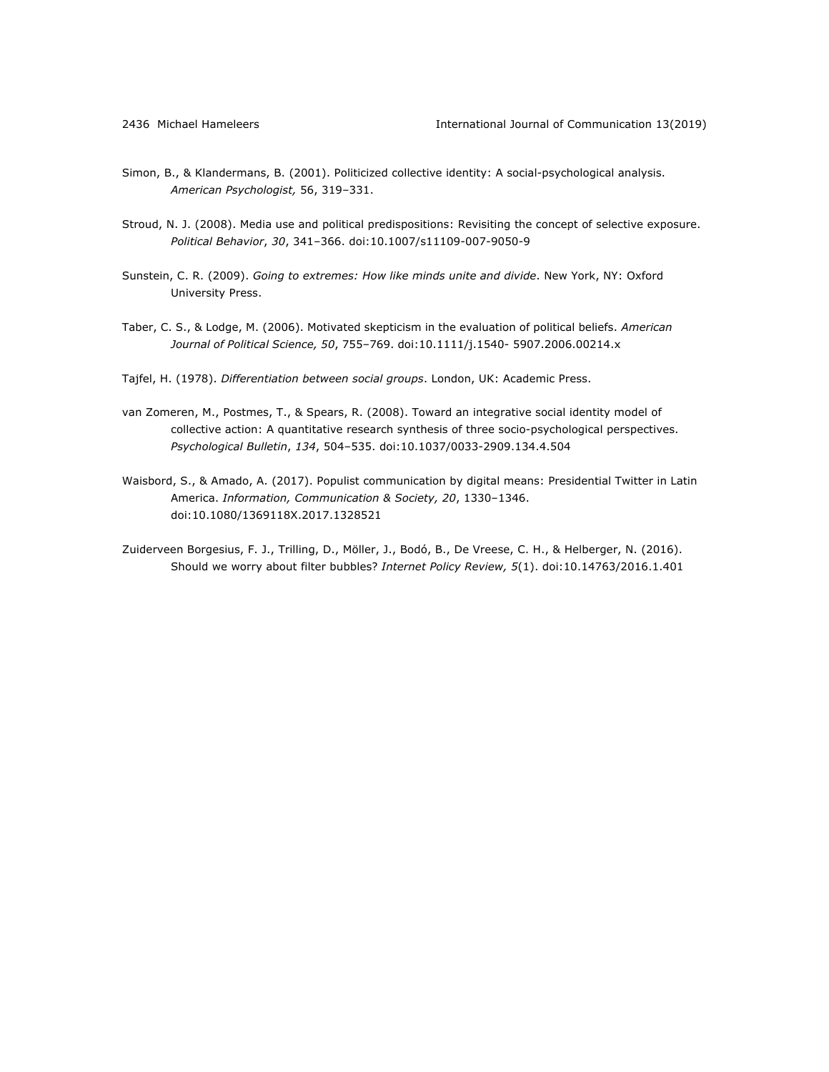Simon, B., & Klandermans, B. (2001). Politicized collective identity: A social-psychological analysis. *American Psychologist,* 56, 319–331.

Stroud, N. J. (2008). Media use and political predispositions: Revisiting the concept of selective exposure. *Political Behavior*, *30*, 341–366. doi:10.1007/s11109-007-9050-9

Sunstein, C. R. (2009). *Going to extremes: How like minds unite and divide*. New York, NY: Oxford University Press.

Taber, C. S., & Lodge, M. (2006). Motivated skepticism in the evaluation of political beliefs. *American Journal of Political Science, 50*, 755–769. doi:10.1111/j.1540- 5907.2006.00214.x

Tajfel, H. (1978). *Differentiation between social groups*. London, UK: Academic Press.

van Zomeren, M., Postmes, T., & Spears, R. (2008). Toward an integrative social identity model of collective action: A quantitative research synthesis of three socio-psychological perspectives. *Psychological Bulletin*, *134*, 504–535. doi:10.1037/0033-2909.134.4.504

Waisbord, S., & Amado, A. (2017). Populist communication by digital means: Presidential Twitter in Latin America. *Information, Communication & Society, 20*, 1330–1346. doi:10.1080/1369118X.2017.1328521

Zuiderveen Borgesius, F. J., Trilling, D., Möller, J., Bodó, B., De Vreese, C. H., & Helberger, N. (2016). Should we worry about filter bubbles? *Internet Policy Review, 5*(1). doi:10.14763/2016.1.401